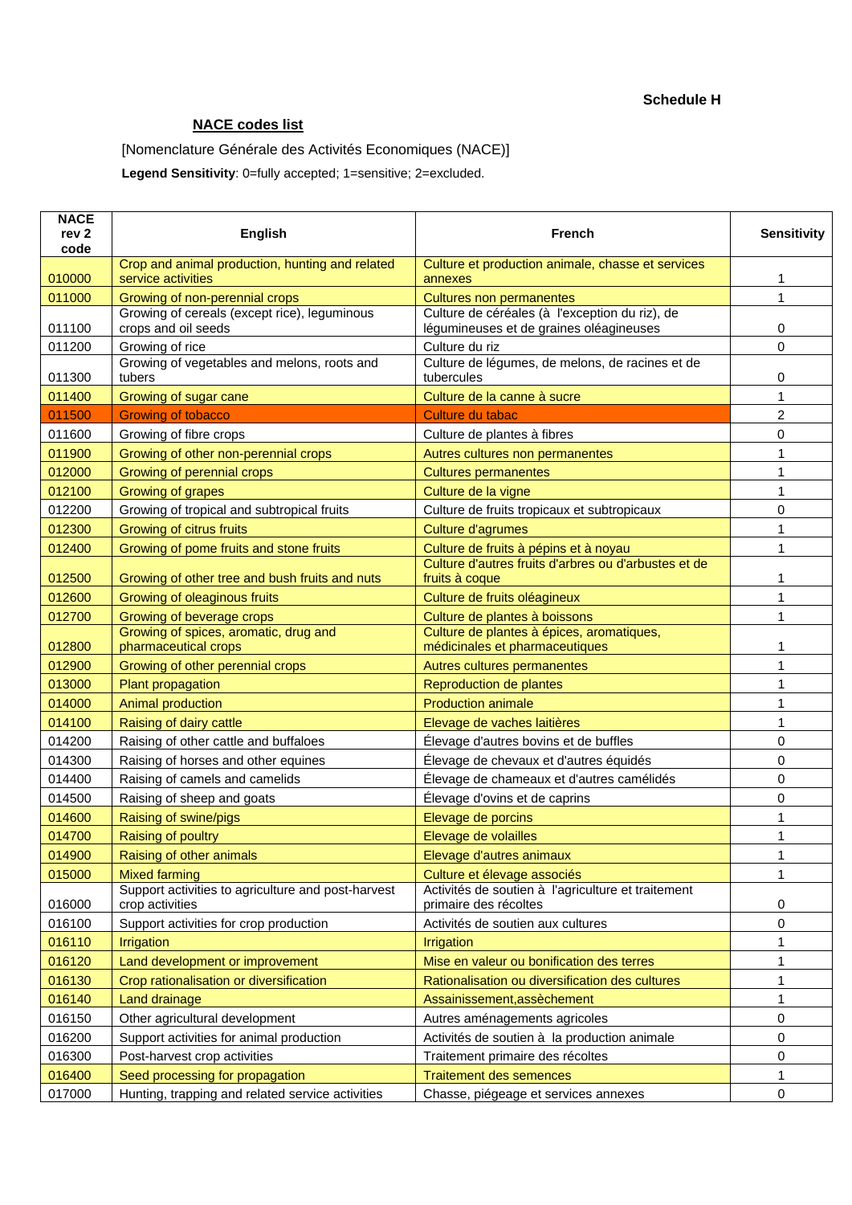**Schedule H**

## NACE codes list

[Nomenclature Générale des Activités Economiques (NACE)]

**Legend Sensitivity**: 0=fully accepted; 1=sensitive; 2=excluded.

| NACE rev 2 code | English | French | Sensitivity |
|---|---|---|---|
| 010000 | Crop and animal production, hunting and related service activities | Culture et production animale, chasse et services annexes | 1 |
| 011000 | Growing of non-perennial crops | Cultures non permanentes | 1 |
| 011100 | Growing of cereals (except rice), leguminous crops and oil seeds | Culture de céréales (à l'exception du riz), de légumineuses et de graines oléagineuses | 0 |
| 011200 | Growing of rice | Culture du riz | 0 |
| 011300 | Growing of vegetables and melons, roots and tubers | Culture de légumes, de melons, de racines et de tubercules | 0 |
| 011400 | Growing of sugar cane | Culture de la canne à sucre | 1 |
| 011500 | Growing of tobacco | Culture du tabac | 2 |
| 011600 | Growing of fibre crops | Culture de plantes à fibres | 0 |
| 011900 | Growing of other non-perennial crops | Autres cultures non permanentes | 1 |
| 012000 | Growing of perennial crops | Cultures permanentes | 1 |
| 012100 | Growing of grapes | Culture de la vigne | 1 |
| 012200 | Growing of tropical and subtropical fruits | Culture de fruits tropicaux et subtropicaux | 0 |
| 012300 | Growing of citrus fruits | Culture d'agrumes | 1 |
| 012400 | Growing of pome fruits and stone fruits | Culture de fruits à pépins et à noyau | 1 |
| 012500 | Growing of other tree and bush fruits and nuts | Culture d'autres fruits d'arbres ou d'arbustes et de fruits à coque | 1 |
| 012600 | Growing of oleaginous fruits | Culture de fruits oléagineux | 1 |
| 012700 | Growing of beverage crops | Culture de plantes à boissons | 1 |
| 012800 | Growing of spices, aromatic, drug and pharmaceutical crops | Culture de plantes à épices, aromatiques, médicinales et pharmaceutiques | 1 |
| 012900 | Growing of other perennial crops | Autres cultures permanentes | 1 |
| 013000 | Plant propagation | Reproduction de plantes | 1 |
| 014000 | Animal production | Production animale | 1 |
| 014100 | Raising of dairy cattle | Elevage de vaches laitières | 1 |
| 014200 | Raising of other cattle and buffaloes | Élevage d'autres bovins et de buffles | 0 |
| 014300 | Raising of horses and other equines | Élevage de chevaux et d'autres équidés | 0 |
| 014400 | Raising of camels and camelids | Élevage de chameaux et d'autres camélidés | 0 |
| 014500 | Raising of sheep and goats | Élevage d'ovins et de caprins | 0 |
| 014600 | Raising of swine/pigs | Elevage de porcins | 1 |
| 014700 | Raising of poultry | Elevage de volailles | 1 |
| 014900 | Raising of other animals | Elevage d'autres animaux | 1 |
| 015000 | Mixed farming | Culture et élevage associés | 1 |
| 016000 | Support activities to agriculture and post-harvest crop activities | Activités de soutien à l'agriculture et traitement primaire des récoltes | 0 |
| 016100 | Support activities for crop production | Activités de soutien aux cultures | 0 |
| 016110 | Irrigation | Irrigation | 1 |
| 016120 | Land development or improvement | Mise en valeur ou bonification des terres | 1 |
| 016130 | Crop rationalisation or diversification | Rationalisation ou diversification des cultures | 1 |
| 016140 | Land drainage | Assainissement,assèchement | 1 |
| 016150 | Other agricultural development | Autres aménagements agricoles | 0 |
| 016200 | Support activities for animal production | Activités de soutien à la production animale | 0 |
| 016300 | Post-harvest crop activities | Traitement primaire des récoltes | 0 |
| 016400 | Seed processing for propagation | Traitement des semences | 1 |
| 017000 | Hunting, trapping and related service activities | Chasse, piégeage et services annexes | 0 |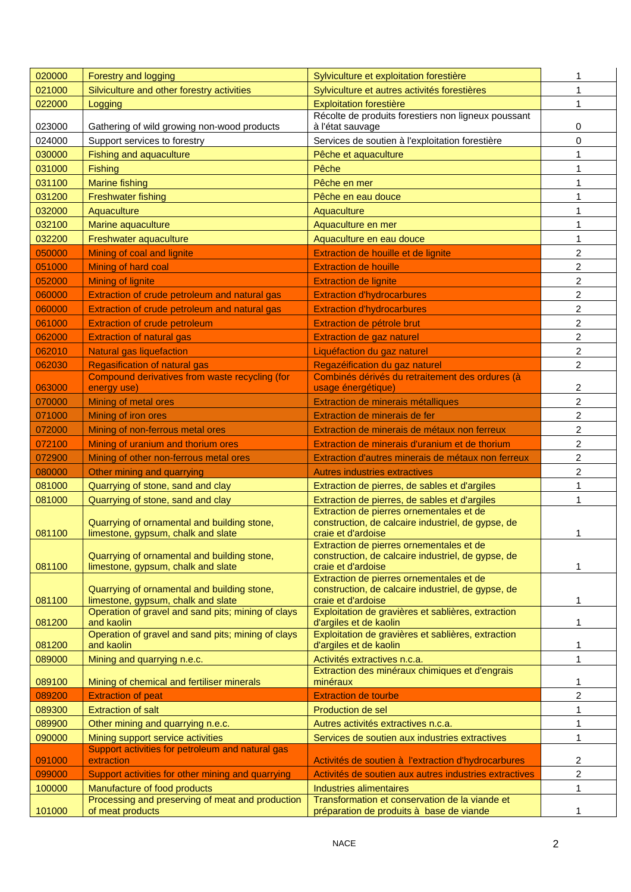| 020000 | Forestry and logging | Sylviculture et exploitation forestière | 1 |
|---|---|---|---|
| 021000 | Silviculture and other forestry activities | Sylviculture et autres activités forestières | 1 |
| 022000 | Logging | Exploitation forestière | 1 |
| 023000 | Gathering of wild growing non-wood products | Récolte de produits forestiers non ligneux poussant à l'état sauvage | 0 |
| 024000 | Support services to forestry | Services de soutien à l'exploitation forestière | 0 |
| 030000 | Fishing and aquaculture | Pêche et aquaculture | 1 |
| 031000 | Fishing | Pêche | 1 |
| 031100 | Marine fishing | Pêche en mer | 1 |
| 031200 | Freshwater fishing | Pêche en eau douce | 1 |
| 032000 | Aquaculture | Aquaculture | 1 |
| 032100 | Marine aquaculture | Aquaculture en mer | 1 |
| 032200 | Freshwater aquaculture | Aquaculture en eau douce | 1 |
| 050000 | Mining of coal and lignite | Extraction de houille et de lignite | 2 |
| 051000 | Mining of hard coal | Extraction de houille | 2 |
| 052000 | Mining of lignite | Extraction de lignite | 2 |
| 060000 | Extraction of crude petroleum and natural gas | Extraction d'hydrocarbures | 2 |
| 060000 | Extraction of crude petroleum and natural gas | Extraction d'hydrocarbures | 2 |
| 061000 | Extraction of crude petroleum | Extraction de pétrole brut | 2 |
| 062000 | Extraction of natural gas | Extraction de gaz naturel | 2 |
| 062010 | Natural gas liquefaction | Liquéfaction du gaz naturel | 2 |
| 062030 | Regasification of natural gas | Regazéification du gaz naturel | 2 |
| 063000 | Compound derivatives from waste recycling (for energy use) | Combinés dérivés du retraitement des ordures (à usage énergétique) | 2 |
| 070000 | Mining of metal ores | Extraction de minerais métalliques | 2 |
| 071000 | Mining of iron ores | Extraction de minerais de fer | 2 |
| 072000 | Mining of non-ferrous metal ores | Extraction de minerais de métaux non ferreux | 2 |
| 072100 | Mining of uranium and thorium ores | Extraction de minerais d'uranium et de thorium | 2 |
| 072900 | Mining of other non-ferrous metal ores | Extraction d'autres minerais de métaux non ferreux | 2 |
| 080000 | Other mining and quarrying | Autres industries extractives | 2 |
| 081000 | Quarrying of stone, sand and clay | Extraction de pierres, de sables et d'argiles | 1 |
| 081000 | Quarrying of stone, sand and clay | Extraction de pierres, de sables et d'argiles | 1 |
| 081100 | Quarrying of ornamental and building stone, limestone, gypsum, chalk and slate | Extraction de pierres ornementales et de construction, de calcaire industriel, de gypse, de craie et d'ardoise | 1 |
| 081100 | Quarrying of ornamental and building stone, limestone, gypsum, chalk and slate | Extraction de pierres ornementales et de construction, de calcaire industriel, de gypse, de craie et d'ardoise | 1 |
| 081100 | Quarrying of ornamental and building stone, limestone, gypsum, chalk and slate | Extraction de pierres ornementales et de construction, de calcaire industriel, de gypse, de craie et d'ardoise | 1 |
| 081200 | Operation of gravel and sand pits; mining of clays and kaolin | Exploitation de gravières et sablières, extraction d'argiles et de kaolin | 1 |
| 081200 | Operation of gravel and sand pits; mining of clays and kaolin | Exploitation de gravières et sablières, extraction d'argiles et de kaolin | 1 |
| 089000 | Mining and quarrying n.e.c. | Activités extractives n.c.a. | 1 |
| 089100 | Mining of chemical and fertiliser minerals | Extraction des minéraux chimiques et d'engrais minéraux | 1 |
| 089200 | Extraction of peat | Extraction de tourbe | 2 |
| 089300 | Extraction of salt | Production de sel | 1 |
| 089900 | Other mining and quarrying n.e.c. | Autres activités extractives n.c.a. | 1 |
| 090000 | Mining support service activities | Services de soutien aux industries extractives | 1 |
| 091000 | Support activities for petroleum and natural gas extraction | Activités de soutien à l'extraction d'hydrocarbures | 2 |
| 099000 | Support activities for other mining and quarrying | Activités de soutien aux autres industries extractives | 2 |
| 100000 | Manufacture of food products | Industries alimentaires | 1 |
| 101000 | Processing and preserving of meat and production of meat products | Transformation et conservation de la viande et préparation de produits à base de viande | 1 |

NACE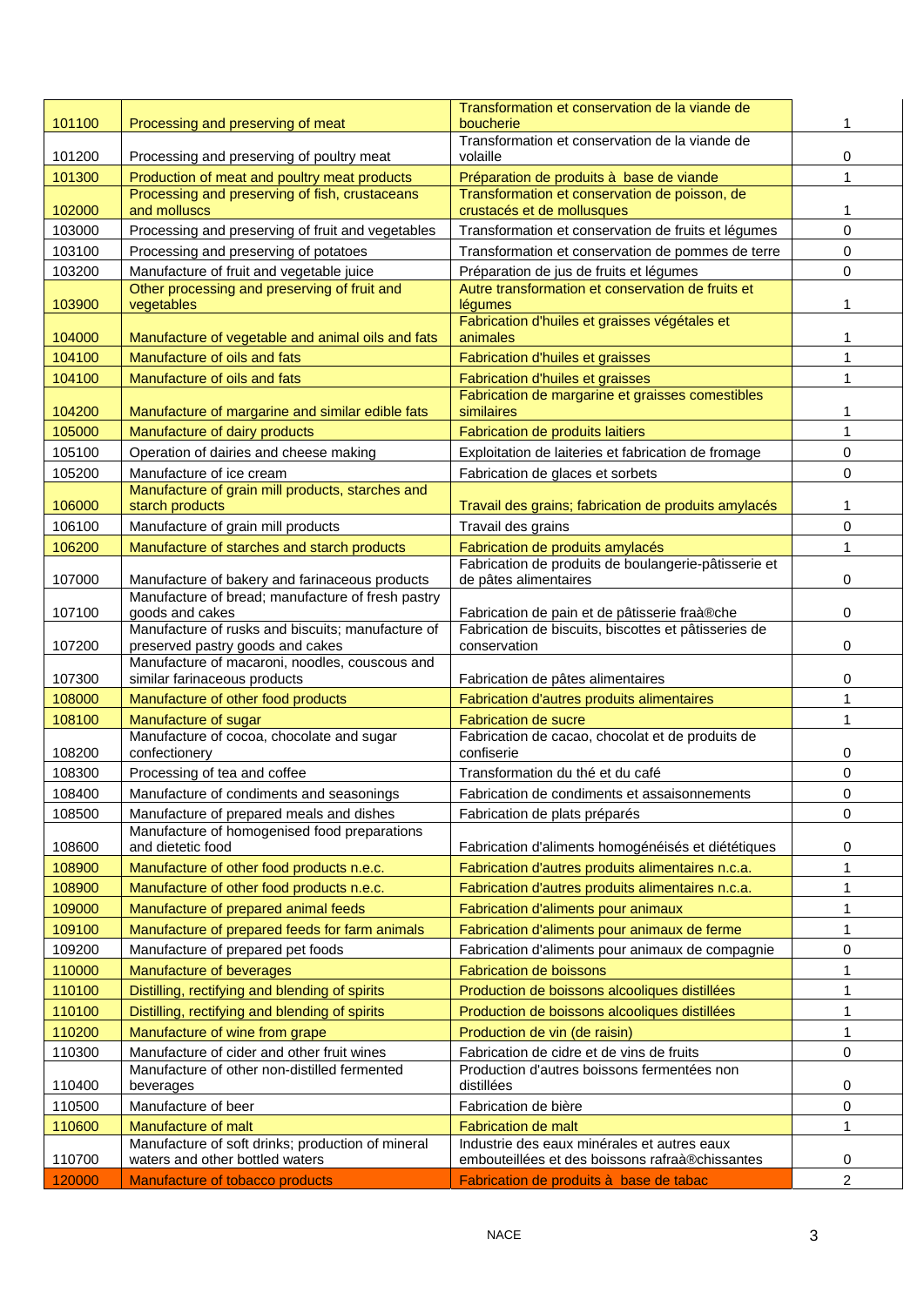| | | | |
|---|---|---|---|
| 101100 | Processing and preserving of meat | Transformation et conservation de la viande de boucherie | 1 |
| 101200 | Processing and preserving of poultry meat | Transformation et conservation de la viande de volaille | 0 |
| 101300 | Production of meat and poultry meat products | Préparation de produits à base de viande | 1 |
| 102000 | Processing and preserving of fish, crustaceans and molluscs | Transformation et conservation de poisson, de crustacés et de mollusques | 1 |
| 103000 | Processing and preserving of fruit and vegetables | Transformation et conservation de fruits et légumes | 0 |
| 103100 | Processing and preserving of potatoes | Transformation et conservation de pommes de terre | 0 |
| 103200 | Manufacture of fruit and vegetable juice | Préparation de jus de fruits et légumes | 0 |
| 103900 | Other processing and preserving of fruit and vegetables | Autre transformation et conservation de fruits et légumes | 1 |
| 104000 | Manufacture of vegetable and animal oils and fats | Fabrication d'huiles et graisses végétales et animales | 1 |
| 104100 | Manufacture of oils and fats | Fabrication d'huiles et graisses | 1 |
| 104100 | Manufacture of oils and fats | Fabrication d'huiles et graisses | 1 |
| 104200 | Manufacture of margarine and similar edible fats | Fabrication de margarine et graisses comestibles similaires | 1 |
| 105000 | Manufacture of dairy products | Fabrication de produits laitiers | 1 |
| 105100 | Operation of dairies and cheese making | Exploitation de laiteries et fabrication de fromage | 0 |
| 105200 | Manufacture of ice cream | Fabrication de glaces et sorbets | 0 |
| 106000 | Manufacture of grain mill products, starches and starch products | Travail des grains; fabrication de produits amylacés | 1 |
| 106100 | Manufacture of grain mill products | Travail des grains | 0 |
| 106200 | Manufacture of starches and starch products | Fabrication de produits amylacés | 1 |
| 107000 | Manufacture of bakery and farinaceous products | Fabrication de produits de boulangerie-pâtisserie et de pâtes alimentaires | 0 |
| 107100 | Manufacture of bread; manufacture of fresh pastry goods and cakes | Fabrication de pain et de pâtisserie fraà®che | 0 |
| 107200 | Manufacture of rusks and biscuits; manufacture of preserved pastry goods and cakes | Fabrication de biscuits, biscottes et pâtisseries de conservation | 0 |
| 107300 | Manufacture of macaroni, noodles, couscous and similar farinaceous products | Fabrication de pâtes alimentaires | 0 |
| 108000 | Manufacture of other food products | Fabrication d'autres produits alimentaires | 1 |
| 108100 | Manufacture of sugar | Fabrication de sucre | 1 |
| 108200 | Manufacture of cocoa, chocolate and sugar confectionery | Fabrication de cacao, chocolat et de produits de confiserie | 0 |
| 108300 | Processing of tea and coffee | Transformation du thé et du café | 0 |
| 108400 | Manufacture of condiments and seasonings | Fabrication de condiments et assaisonnements | 0 |
| 108500 | Manufacture of prepared meals and dishes | Fabrication de plats préparés | 0 |
| 108600 | Manufacture of homogenised food preparations and dietetic food | Fabrication d'aliments homogénéisés et diététiques | 0 |
| 108900 | Manufacture of other food products n.e.c. | Fabrication d'autres produits alimentaires n.c.a. | 1 |
| 108900 | Manufacture of other food products n.e.c. | Fabrication d'autres produits alimentaires n.c.a. | 1 |
| 109000 | Manufacture of prepared animal feeds | Fabrication d'aliments pour animaux | 1 |
| 109100 | Manufacture of prepared feeds for farm animals | Fabrication d'aliments pour animaux de ferme | 1 |
| 109200 | Manufacture of prepared pet foods | Fabrication d'aliments pour animaux de compagnie | 0 |
| 110000 | Manufacture of beverages | Fabrication de boissons | 1 |
| 110100 | Distilling, rectifying and blending of spirits | Production de boissons alcooliques distillées | 1 |
| 110100 | Distilling, rectifying and blending of spirits | Production de boissons alcooliques distillées | 1 |
| 110200 | Manufacture of wine from grape | Production de vin (de raisin) | 1 |
| 110300 | Manufacture of cider and other fruit wines | Fabrication de cidre et de vins de fruits | 0 |
| 110400 | Manufacture of other non-distilled fermented beverages | Production d'autres boissons fermentées non distillées | 0 |
| 110500 | Manufacture of beer | Fabrication de bière | 0 |
| 110600 | Manufacture of malt | Fabrication de malt | 1 |
| 110700 | Manufacture of soft drinks; production of mineral waters and other bottled waters | Industrie des eaux minérales et autres eaux embouteillées et des boissons rafraà®chissantes | 0 |
| 120000 | Manufacture of tobacco products | Fabrication de produits à base de tabac | 2 |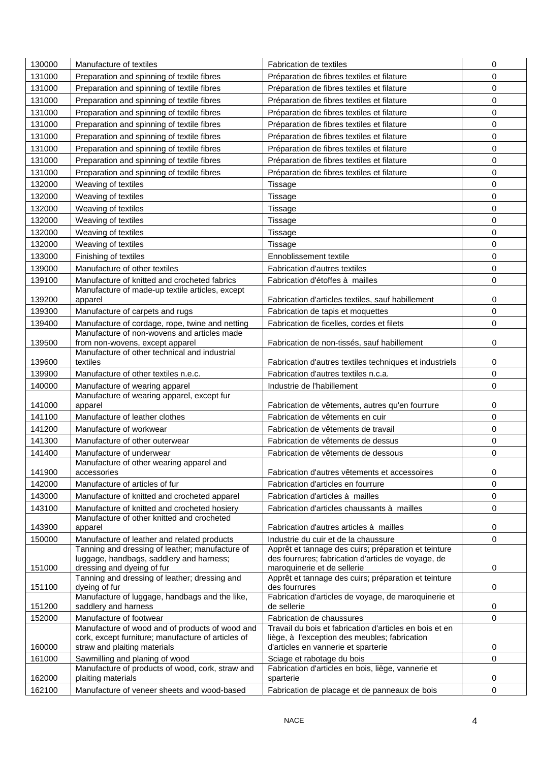| | | | |
|---|---|---|---|
| 130000 | Manufacture of textiles | Fabrication de textiles | 0 |
| 131000 | Preparation and spinning of textile fibres | Préparation de fibres textiles et filature | 0 |
| 131000 | Preparation and spinning of textile fibres | Préparation de fibres textiles et filature | 0 |
| 131000 | Preparation and spinning of textile fibres | Préparation de fibres textiles et filature | 0 |
| 131000 | Preparation and spinning of textile fibres | Préparation de fibres textiles et filature | 0 |
| 131000 | Preparation and spinning of textile fibres | Préparation de fibres textiles et filature | 0 |
| 131000 | Preparation and spinning of textile fibres | Préparation de fibres textiles et filature | 0 |
| 131000 | Preparation and spinning of textile fibres | Préparation de fibres textiles et filature | 0 |
| 131000 | Preparation and spinning of textile fibres | Préparation de fibres textiles et filature | 0 |
| 131000 | Preparation and spinning of textile fibres | Préparation de fibres textiles et filature | 0 |
| 132000 | Weaving of textiles | Tissage | 0 |
| 132000 | Weaving of textiles | Tissage | 0 |
| 132000 | Weaving of textiles | Tissage | 0 |
| 132000 | Weaving of textiles | Tissage | 0 |
| 132000 | Weaving of textiles | Tissage | 0 |
| 132000 | Weaving of textiles | Tissage | 0 |
| 133000 | Finishing of textiles | Ennoblissement textile | 0 |
| 139000 | Manufacture of other textiles | Fabrication d'autres textiles | 0 |
| 139100 | Manufacture of knitted and crocheted fabrics | Fabrication d'étoffes à mailles | 0 |
| 139200 | Manufacture of made-up textile articles, except apparel | Fabrication d'articles textiles, sauf habillement | 0 |
| 139300 | Manufacture of carpets and rugs | Fabrication de tapis et moquettes | 0 |
| 139400 | Manufacture of cordage, rope, twine and netting | Fabrication de ficelles, cordes et filets | 0 |
| 139500 | Manufacture of non-wovens and articles made from non-wovens, except apparel | Fabrication de non-tissés, sauf habillement | 0 |
| 139600 | Manufacture of other technical and industrial textiles | Fabrication d'autres textiles techniques et industriels | 0 |
| 139900 | Manufacture of other textiles n.e.c. | Fabrication d'autres textiles n.c.a. | 0 |
| 140000 | Manufacture of wearing apparel | Industrie de l'habillement | 0 |
| 141000 | Manufacture of wearing apparel, except fur apparel | Fabrication de vêtements, autres qu'en fourrure | 0 |
| 141100 | Manufacture of leather clothes | Fabrication de vêtements en cuir | 0 |
| 141200 | Manufacture of workwear | Fabrication de vêtements de travail | 0 |
| 141300 | Manufacture of other outerwear | Fabrication de vêtements de dessus | 0 |
| 141400 | Manufacture of underwear | Fabrication de vêtements de dessous | 0 |
| 141900 | Manufacture of other wearing apparel and accessories | Fabrication d'autres vêtements et accessoires | 0 |
| 142000 | Manufacture of articles of fur | Fabrication d'articles en fourrure | 0 |
| 143000 | Manufacture of knitted and crocheted apparel | Fabrication d'articles à mailles | 0 |
| 143100 | Manufacture of knitted and crocheted hosiery | Fabrication d'articles chaussants à mailles | 0 |
| 143900 | Manufacture of other knitted and crocheted apparel | Fabrication d'autres articles à mailles | 0 |
| 150000 | Manufacture of leather and related products | Industrie du cuir et de la chaussure | 0 |
| 151000 | Tanning and dressing of leather; manufacture of luggage, handbags, saddlery and harness; dressing and dyeing of fur | Apprêt et tannage des cuirs; préparation et teinture des fourrures; fabrication d'articles de voyage, de maroquinerie et de sellerie | 0 |
| 151100 | Tanning and dressing of leather; dressing and dyeing of fur | Apprêt et tannage des cuirs; préparation et teinture des fourrures | 0 |
| 151200 | Manufacture of luggage, handbags and the like, saddlery and harness | Fabrication d'articles de voyage, de maroquinerie et de sellerie | 0 |
| 152000 | Manufacture of footwear | Fabrication de chaussures | 0 |
| 160000 | Manufacture of wood and of products of wood and cork, except furniture; manufacture of articles of straw and plaiting materials | Travail du bois et fabrication d'articles en bois et en liège, à l'exception des meubles; fabrication d'articles en vannerie et sparterie | 0 |
| 161000 | Sawmilling and planing of wood | Sciage et rabotage du bois | 0 |
| 162000 | Manufacture of products of wood, cork, straw and plaiting materials | Fabrication d'articles en bois, liège, vannerie et sparterie | 0 |
| 162100 | Manufacture of veneer sheets and wood-based | Fabrication de placage et de panneaux de bois | 0 |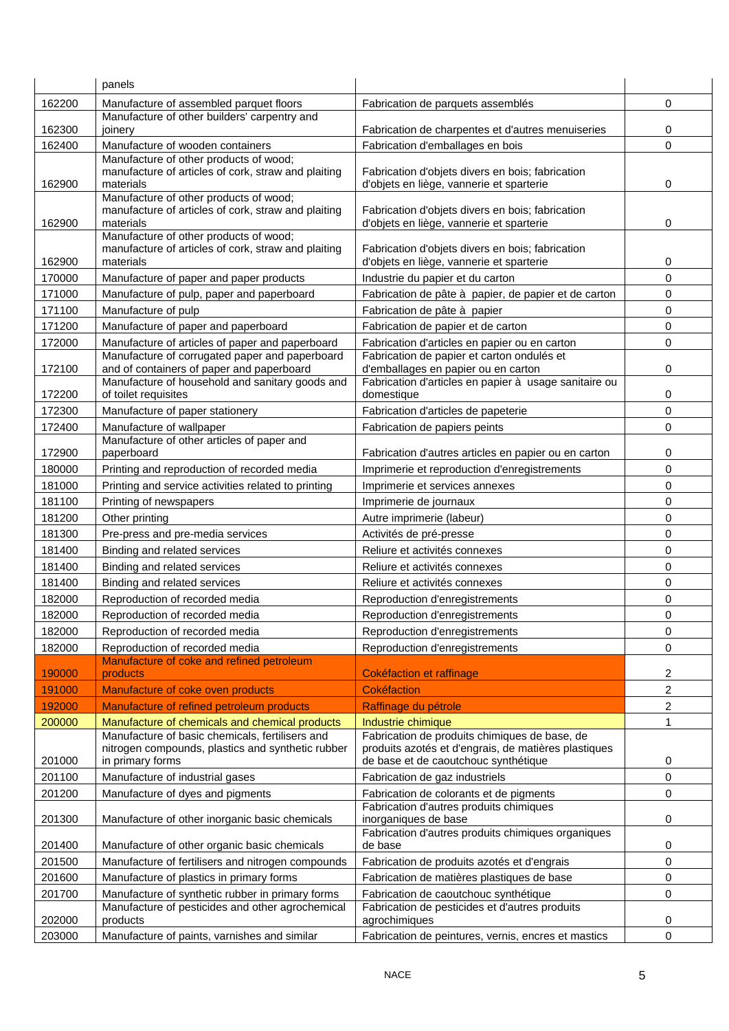|  | panels |  |  |
|---|---|---|---|
| 162200 | Manufacture of assembled parquet floors | Fabrication de parquets assemblés | 0 |
| 162300 | Manufacture of other builders' carpentry and joinery | Fabrication de charpentes et d'autres menuiseries | 0 |
| 162400 | Manufacture of wooden containers | Fabrication d'emballages en bois | 0 |
| 162900 | Manufacture of other products of wood; manufacture of articles of cork, straw and plaiting materials | Fabrication d'objets divers en bois; fabrication d'objets en liège, vannerie et sparterie | 0 |
| 162900 | Manufacture of other products of wood; manufacture of articles of cork, straw and plaiting materials | Fabrication d'objets divers en bois; fabrication d'objets en liège, vannerie et sparterie | 0 |
| 162900 | Manufacture of other products of wood; manufacture of articles of cork, straw and plaiting materials | Fabrication d'objets divers en bois; fabrication d'objets en liège, vannerie et sparterie | 0 |
| 170000 | Manufacture of paper and paper products | Industrie du papier et du carton | 0 |
| 171000 | Manufacture of pulp, paper and paperboard | Fabrication de pâte à papier, de papier et de carton | 0 |
| 171100 | Manufacture of pulp | Fabrication de pâte à papier | 0 |
| 171200 | Manufacture of paper and paperboard | Fabrication de papier et de carton | 0 |
| 172000 | Manufacture of articles of paper and paperboard | Fabrication d'articles en papier ou en carton | 0 |
| 172100 | Manufacture of corrugated paper and paperboard and of containers of paper and paperboard | Fabrication de papier et carton ondulés et d'emballages en papier ou en carton | 0 |
| 172200 | Manufacture of household and sanitary goods and of toilet requisites | Fabrication d'articles en papier à usage sanitaire ou domestique | 0 |
| 172300 | Manufacture of paper stationery | Fabrication d'articles de papeterie | 0 |
| 172400 | Manufacture of wallpaper | Fabrication de papiers peints | 0 |
| 172900 | Manufacture of other articles of paper and paperboard | Fabrication d'autres articles en papier ou en carton | 0 |
| 180000 | Printing and reproduction of recorded media | Imprimerie et reproduction d'enregistrements | 0 |
| 181000 | Printing and service activities related to printing | Imprimerie et services annexes | 0 |
| 181100 | Printing of newspapers | Imprimerie de journaux | 0 |
| 181200 | Other printing | Autre imprimerie (labeur) | 0 |
| 181300 | Pre-press and pre-media services | Activités de pré-presse | 0 |
| 181400 | Binding and related services | Reliure et activités connexes | 0 |
| 181400 | Binding and related services | Reliure et activités connexes | 0 |
| 181400 | Binding and related services | Reliure et activités connexes | 0 |
| 182000 | Reproduction of recorded media | Reproduction d'enregistrements | 0 |
| 182000 | Reproduction of recorded media | Reproduction d'enregistrements | 0 |
| 182000 | Reproduction of recorded media | Reproduction d'enregistrements | 0 |
| 182000 | Reproduction of recorded media | Reproduction d'enregistrements | 0 |
| 190000 | Manufacture of coke and refined petroleum products | Cokéfaction et raffinage | 2 |
| 191000 | Manufacture of coke oven products | Cokéfaction | 2 |
| 192000 | Manufacture of refined petroleum products | Raffinage du pétrole | 2 |
| 200000 | Manufacture of chemicals and chemical products | Industrie chimique | 1 |
| 201000 | Manufacture of basic chemicals, fertilisers and nitrogen compounds, plastics and synthetic rubber in primary forms | Fabrication de produits chimiques de base, de produits azotés et d'engrais, de matières plastiques de base et de caoutchouc synthétique | 0 |
| 201100 | Manufacture of industrial gases | Fabrication de gaz industriels | 0 |
| 201200 | Manufacture of dyes and pigments | Fabrication de colorants et de pigments | 0 |
| 201300 | Manufacture of other inorganic basic chemicals | Fabrication d'autres produits chimiques inorganiques de base | 0 |
| 201400 | Manufacture of other organic basic chemicals | Fabrication d'autres produits chimiques organiques de base | 0 |
| 201500 | Manufacture of fertilisers and nitrogen compounds | Fabrication de produits azotés et d'engrais | 0 |
| 201600 | Manufacture of plastics in primary forms | Fabrication de matières plastiques de base | 0 |
| 201700 | Manufacture of synthetic rubber in primary forms | Fabrication de caoutchouc synthétique | 0 |
| 202000 | Manufacture of pesticides and other agrochemical products | Fabrication de pesticides et d'autres produits agrochimiques | 0 |
| 203000 | Manufacture of paints, varnishes and similar | Fabrication de peintures, vernis, encres et mastics | 0 |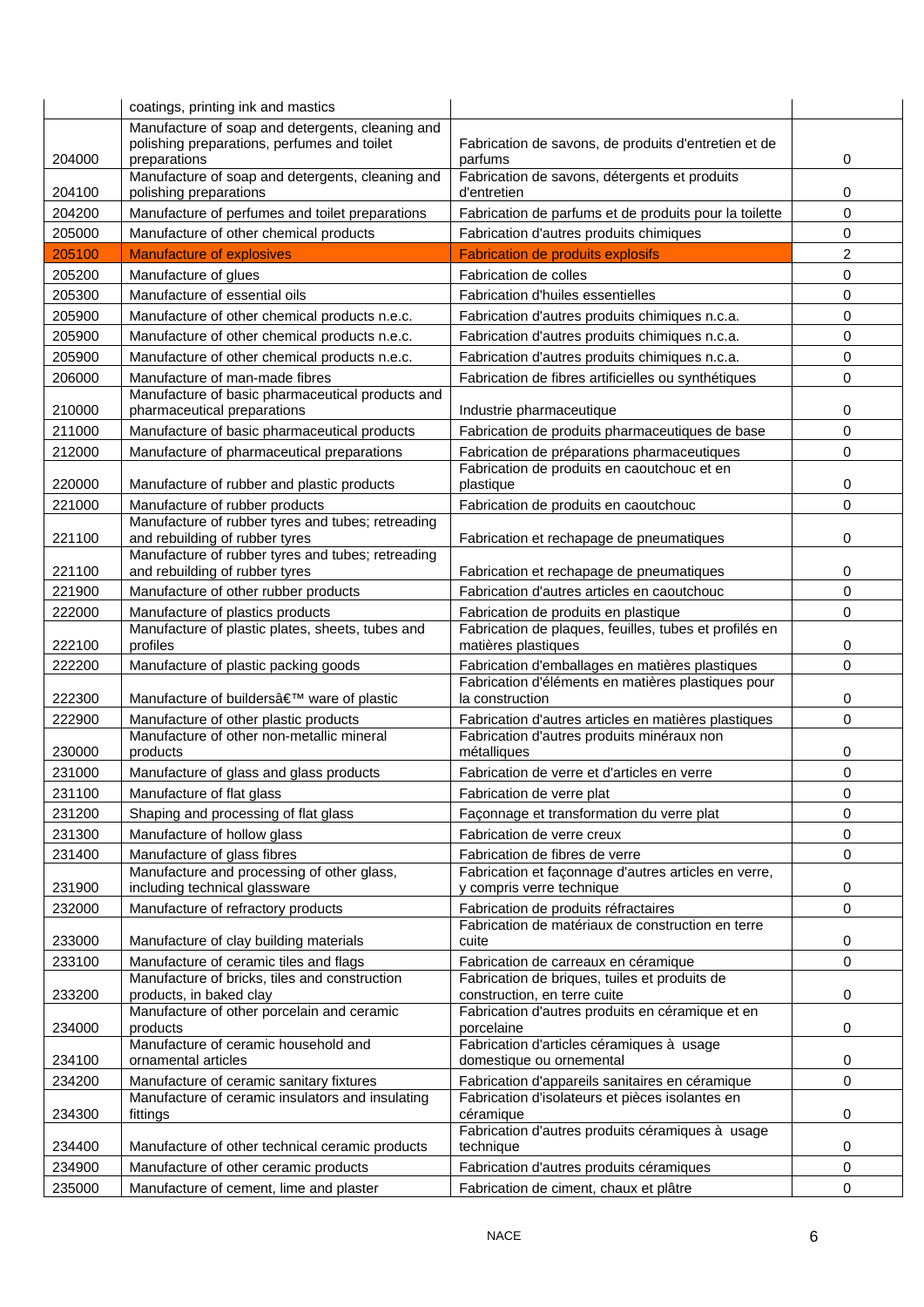| | | | |
|---|---|---|---|
| | coatings, printing ink and mastics | | |
| 204000 | Manufacture of soap and detergents, cleaning and polishing preparations, perfumes and toilet preparations | Fabrication de savons, de produits d'entretien et de parfums | 0 |
| 204100 | Manufacture of soap and detergents, cleaning and polishing preparations | Fabrication de savons, détergents et produits d'entretien | 0 |
| 204200 | Manufacture of perfumes and toilet preparations | Fabrication de parfums et de produits pour la toilette | 0 |
| 205000 | Manufacture of other chemical products | Fabrication d'autres produits chimiques | 0 |
| 205100 | Manufacture of explosives | Fabrication de produits explosifs | 2 |
| 205200 | Manufacture of glues | Fabrication de colles | 0 |
| 205300 | Manufacture of essential oils | Fabrication d'huiles essentielles | 0 |
| 205900 | Manufacture of other chemical products n.e.c. | Fabrication d'autres produits chimiques n.c.a. | 0 |
| 205900 | Manufacture of other chemical products n.e.c. | Fabrication d'autres produits chimiques n.c.a. | 0 |
| 205900 | Manufacture of other chemical products n.e.c. | Fabrication d'autres produits chimiques n.c.a. | 0 |
| 206000 | Manufacture of man-made fibres | Fabrication de fibres artificielles ou synthétiques | 0 |
| 210000 | Manufacture of basic pharmaceutical products and pharmaceutical preparations | Industrie pharmaceutique | 0 |
| 211000 | Manufacture of basic pharmaceutical products | Fabrication de produits pharmaceutiques de base | 0 |
| 212000 | Manufacture of pharmaceutical preparations | Fabrication de préparations pharmaceutiques | 0 |
| 220000 | Manufacture of rubber and plastic products | Fabrication de produits en caoutchouc et en plastique | 0 |
| 221000 | Manufacture of rubber products | Fabrication de produits en caoutchouc | 0 |
| 221100 | Manufacture of rubber tyres and tubes; retreading and rebuilding of rubber tyres | Fabrication et rechapage de pneumatiques | 0 |
| 221100 | Manufacture of rubber tyres and tubes; retreading and rebuilding of rubber tyres | Fabrication et rechapage de pneumatiques | 0 |
| 221900 | Manufacture of other rubber products | Fabrication d'autres articles en caoutchouc | 0 |
| 222000 | Manufacture of plastics products | Fabrication de produits en plastique | 0 |
| 222100 | Manufacture of plastic plates, sheets, tubes and profiles | Fabrication de plaques, feuilles, tubes et profilés en matières plastiques | 0 |
| 222200 | Manufacture of plastic packing goods | Fabrication d'emballages en matières plastiques | 0 |
| 222300 | Manufacture of buildersâ€™ ware of plastic | Fabrication d'éléments en matières plastiques pour la construction | 0 |
| 222900 | Manufacture of other plastic products | Fabrication d'autres articles en matières plastiques | 0 |
| 230000 | Manufacture of other non-metallic mineral products | Fabrication d'autres produits minéraux non métalliques | 0 |
| 231000 | Manufacture of glass and glass products | Fabrication de verre et d'articles en verre | 0 |
| 231100 | Manufacture of flat glass | Fabrication de verre plat | 0 |
| 231200 | Shaping and processing of flat glass | Façonnage et transformation du verre plat | 0 |
| 231300 | Manufacture of hollow glass | Fabrication de verre creux | 0 |
| 231400 | Manufacture of glass fibres | Fabrication de fibres de verre | 0 |
| 231900 | Manufacture and processing of other glass, including technical glassware | Fabrication et façonnage d'autres articles en verre, y compris verre technique | 0 |
| 232000 | Manufacture of refractory products | Fabrication de produits réfractaires | 0 |
| 233000 | Manufacture of clay building materials | Fabrication de matériaux de construction en terre cuite | 0 |
| 233100 | Manufacture of ceramic tiles and flags | Fabrication de carreaux en céramique | 0 |
| 233200 | Manufacture of bricks, tiles and construction products, in baked clay | Fabrication de briques, tuiles et produits de construction, en terre cuite | 0 |
| 234000 | Manufacture of other porcelain and ceramic products | Fabrication d'autres produits en céramique et en porcelaine | 0 |
| 234100 | Manufacture of ceramic household and ornamental articles | Fabrication d'articles céramiques à usage domestique ou ornemental | 0 |
| 234200 | Manufacture of ceramic sanitary fixtures | Fabrication d'appareils sanitaires en céramique | 0 |
| 234300 | Manufacture of ceramic insulators and insulating fittings | Fabrication d'isolateurs et pièces isolantes en céramique | 0 |
| 234400 | Manufacture of other technical ceramic products | Fabrication d'autres produits céramiques à usage technique | 0 |
| 234900 | Manufacture of other ceramic products | Fabrication d'autres produits céramiques | 0 |
| 235000 | Manufacture of cement, lime and plaster | Fabrication de ciment, chaux et plâtre | 0 |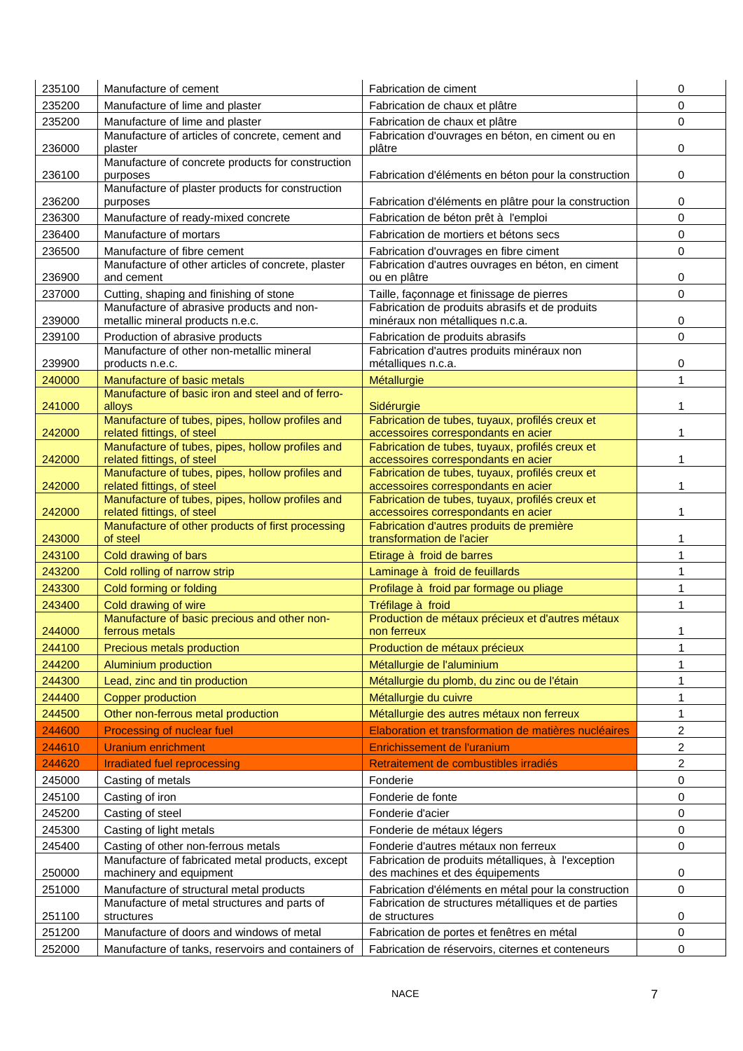| | | | |
|---|---|---|---|
| 235100 | Manufacture of cement | Fabrication de ciment | 0 |
| 235200 | Manufacture of lime and plaster | Fabrication de chaux et plâtre | 0 |
| 235200 | Manufacture of lime and plaster | Fabrication de chaux et plâtre | 0 |
| 236000 | Manufacture of articles of concrete, cement and plaster | Fabrication d'ouvrages en béton, en ciment ou en plâtre | 0 |
| 236100 | Manufacture of concrete products for construction purposes | Fabrication d'éléments en béton pour la construction | 0 |
| 236200 | Manufacture of plaster products for construction purposes | Fabrication d'éléments en plâtre pour la construction | 0 |
| 236300 | Manufacture of ready-mixed concrete | Fabrication de béton prêt à l'emploi | 0 |
| 236400 | Manufacture of mortars | Fabrication de mortiers et bétons secs | 0 |
| 236500 | Manufacture of fibre cement | Fabrication d'ouvrages en fibre ciment | 0 |
| 236900 | Manufacture of other articles of concrete, plaster and cement | Fabrication d'autres ouvrages en béton, en ciment ou en plâtre | 0 |
| 237000 | Cutting, shaping and finishing of stone | Taille, façonnage et finissage de pierres | 0 |
| 239000 | Manufacture of abrasive products and non-metallic mineral products n.e.c. | Fabrication de produits abrasifs et de produits minéraux non métalliques n.c.a. | 0 |
| 239100 | Production of abrasive products | Fabrication de produits abrasifs | 0 |
| 239900 | Manufacture of other non-metallic mineral products n.e.c. | Fabrication d'autres produits minéraux non métalliques n.c.a. | 0 |
| 240000 | Manufacture of basic metals | Métallurgie | 1 |
| 241000 | Manufacture of basic iron and steel and of ferro-alloys | Sidérurgie | 1 |
| 242000 | Manufacture of tubes, pipes, hollow profiles and related fittings, of steel | Fabrication de tubes, tuyaux, profilés creux et accessoires correspondants en acier | 1 |
| 242000 | Manufacture of tubes, pipes, hollow profiles and related fittings, of steel | Fabrication de tubes, tuyaux, profilés creux et accessoires correspondants en acier | 1 |
| 242000 | Manufacture of tubes, pipes, hollow profiles and related fittings, of steel | Fabrication de tubes, tuyaux, profilés creux et accessoires correspondants en acier | 1 |
| 242000 | Manufacture of tubes, pipes, hollow profiles and related fittings, of steel | Fabrication de tubes, tuyaux, profilés creux et accessoires correspondants en acier | 1 |
| 243000 | Manufacture of other products of first processing of steel | Fabrication d'autres produits de première transformation de l'acier | 1 |
| 243100 | Cold drawing of bars | Etirage à froid de barres | 1 |
| 243200 | Cold rolling of narrow strip | Laminage à froid de feuillards | 1 |
| 243300 | Cold forming or folding | Profilage à froid par formage ou pliage | 1 |
| 243400 | Cold drawing of wire | Tréfilage à froid | 1 |
| 244000 | Manufacture of basic precious and other non-ferrous metals | Production de métaux précieux et d'autres métaux non ferreux | 1 |
| 244100 | Precious metals production | Production de métaux précieux | 1 |
| 244200 | Aluminium production | Métallurgie de l'aluminium | 1 |
| 244300 | Lead, zinc and tin production | Métallurgie du plomb, du zinc ou de l'étain | 1 |
| 244400 | Copper production | Métallurgie du cuivre | 1 |
| 244500 | Other non-ferrous metal production | Métallurgie des autres métaux non ferreux | 1 |
| 244600 | Processing of nuclear fuel | Elaboration et transformation de matières nucléaires | 2 |
| 244610 | Uranium enrichment | Enrichissement de l'uranium | 2 |
| 244620 | Irradiated fuel reprocessing | Retraitement de combustibles irradiés | 2 |
| 245000 | Casting of metals | Fonderie | 0 |
| 245100 | Casting of iron | Fonderie de fonte | 0 |
| 245200 | Casting of steel | Fonderie d'acier | 0 |
| 245300 | Casting of light metals | Fonderie de métaux légers | 0 |
| 245400 | Casting of other non-ferrous metals | Fonderie d'autres métaux non ferreux | 0 |
| 250000 | Manufacture of fabricated metal products, except machinery and equipment | Fabrication de produits métalliques, à l'exception des machines et des équipements | 0 |
| 251000 | Manufacture of structural metal products | Fabrication d'éléments en métal pour la construction | 0 |
| 251100 | Manufacture of metal structures and parts of structures | Fabrication de structures métalliques et de parties de structures | 0 |
| 251200 | Manufacture of doors and windows of metal | Fabrication de portes et fenêtres en métal | 0 |
| 252000 | Manufacture of tanks, reservoirs and containers of | Fabrication de réservoirs, citernes et conteneurs | 0 |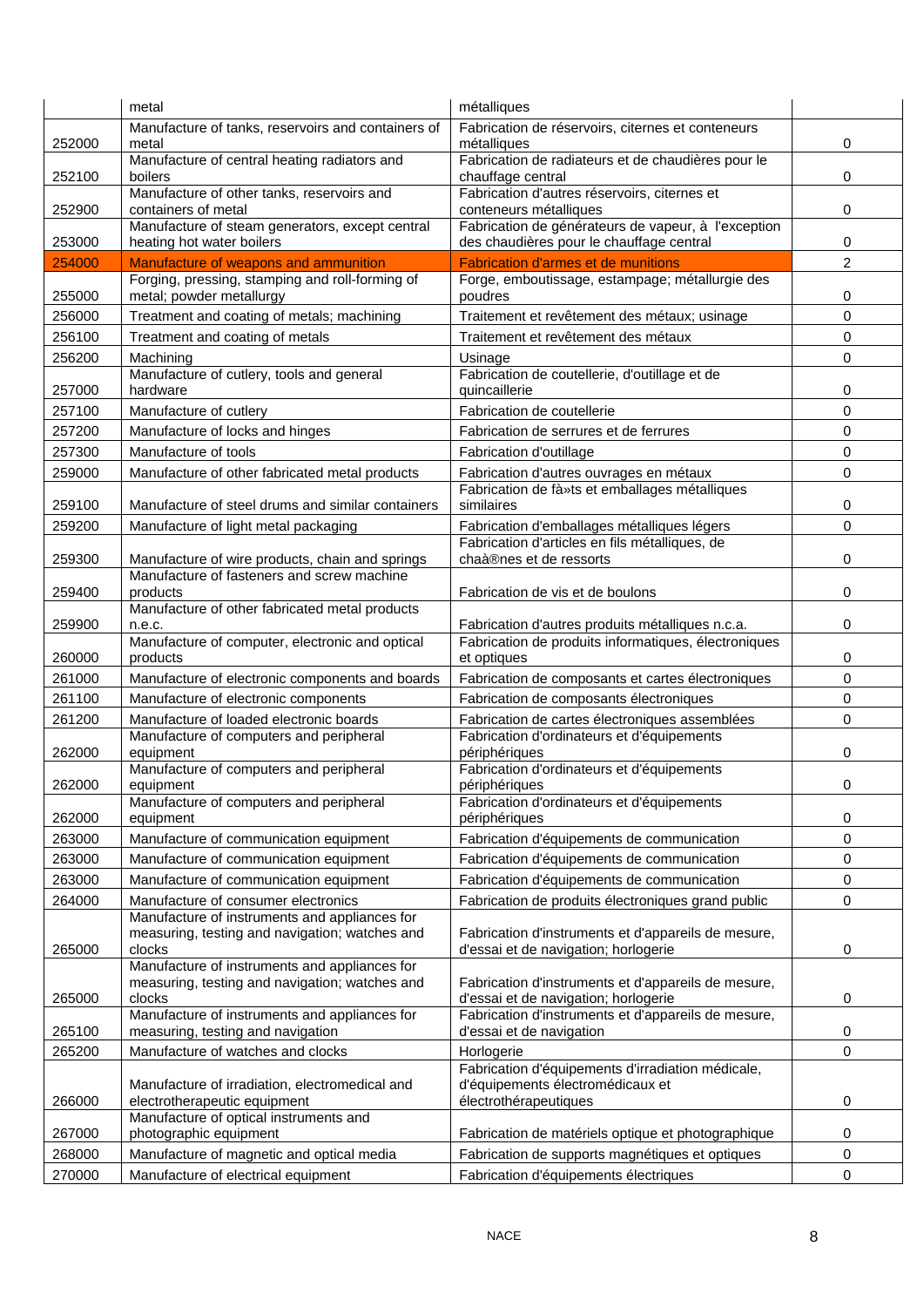|  | metal | métalliques |  |
|---|---|---|---|
| 252000 | Manufacture of tanks, reservoirs and containers of metal | Fabrication de réservoirs, citernes et conteneurs métalliques | 0 |
| 252100 | Manufacture of central heating radiators and boilers | Fabrication de radiateurs et de chaudières pour le chauffage central | 0 |
| 252900 | Manufacture of other tanks, reservoirs and containers of metal | Fabrication d'autres réservoirs, citernes et conteneurs métalliques | 0 |
| 253000 | Manufacture of steam generators, except central heating hot water boilers | Fabrication de générateurs de vapeur, à l'exception des chaudières pour le chauffage central | 0 |
| 254000 | Manufacture of weapons and ammunition | Fabrication d'armes et de munitions | 2 |
| 255000 | Forging, pressing, stamping and roll-forming of metal; powder metallurgy | Forge, emboutissage, estampage; métallurgie des poudres | 0 |
| 256000 | Treatment and coating of metals; machining | Traitement et revêtement des métaux; usinage | 0 |
| 256100 | Treatment and coating of metals | Traitement et revêtement des métaux | 0 |
| 256200 | Machining | Usinage | 0 |
| 257000 | Manufacture of cutlery, tools and general hardware | Fabrication de coutellerie, d'outillage et de quincaillerie | 0 |
| 257100 | Manufacture of cutlery | Fabrication de coutellerie | 0 |
| 257200 | Manufacture of locks and hinges | Fabrication de serrures et de ferrures | 0 |
| 257300 | Manufacture of tools | Fabrication d'outillage | 0 |
| 259000 | Manufacture of other fabricated metal products | Fabrication d'autres ouvrages en métaux | 0 |
| 259100 | Manufacture of steel drums and similar containers | Fabrication de fà»ts et emballages métalliques similaires | 0 |
| 259200 | Manufacture of light metal packaging | Fabrication d'emballages métalliques légers | 0 |
| 259300 | Manufacture of wire products, chain and springs | Fabrication d'articles en fils métalliques, de chaà®nes et de ressorts | 0 |
| 259400 | Manufacture of fasteners and screw machine products | Fabrication de vis et de boulons | 0 |
| 259900 | Manufacture of other fabricated metal products n.e.c. | Fabrication d'autres produits métalliques n.c.a. | 0 |
| 260000 | Manufacture of computer, electronic and optical products | Fabrication de produits informatiques, électroniques et optiques | 0 |
| 261000 | Manufacture of electronic components and boards | Fabrication de composants et cartes électroniques | 0 |
| 261100 | Manufacture of electronic components | Fabrication de composants électroniques | 0 |
| 261200 | Manufacture of loaded electronic boards | Fabrication de cartes électroniques assemblées | 0 |
| 262000 | Manufacture of computers and peripheral equipment | Fabrication d'ordinateurs et d'équipements périphériques | 0 |
| 262000 | Manufacture of computers and peripheral equipment | Fabrication d'ordinateurs et d'équipements périphériques | 0 |
| 262000 | Manufacture of computers and peripheral equipment | Fabrication d'ordinateurs et d'équipements périphériques | 0 |
| 263000 | Manufacture of communication equipment | Fabrication d'équipements de communication | 0 |
| 263000 | Manufacture of communication equipment | Fabrication d'équipements de communication | 0 |
| 263000 | Manufacture of communication equipment | Fabrication d'équipements de communication | 0 |
| 264000 | Manufacture of consumer electronics | Fabrication de produits électroniques grand public | 0 |
| 265000 | Manufacture of instruments and appliances for measuring, testing and navigation; watches and clocks | Fabrication d'instruments et d'appareils de mesure, d'essai et de navigation; horlogerie | 0 |
| 265000 | Manufacture of instruments and appliances for measuring, testing and navigation; watches and clocks | Fabrication d'instruments et d'appareils de mesure, d'essai et de navigation; horlogerie | 0 |
| 265100 | Manufacture of instruments and appliances for measuring, testing and navigation | Fabrication d'instruments et d'appareils de mesure, d'essai et de navigation | 0 |
| 265200 | Manufacture of watches and clocks | Horlogerie | 0 |
| 266000 | Manufacture of irradiation, electromedical and electrotherapeutic equipment | Fabrication d'équipements d'irradiation médicale, d'équipements électromédicaux et électrothérapeutiques | 0 |
| 267000 | Manufacture of optical instruments and photographic equipment | Fabrication de matériels optique et photographique | 0 |
| 268000 | Manufacture of magnetic and optical media | Fabrication de supports magnétiques et optiques | 0 |
| 270000 | Manufacture of electrical equipment | Fabrication d'équipements électriques | 0 |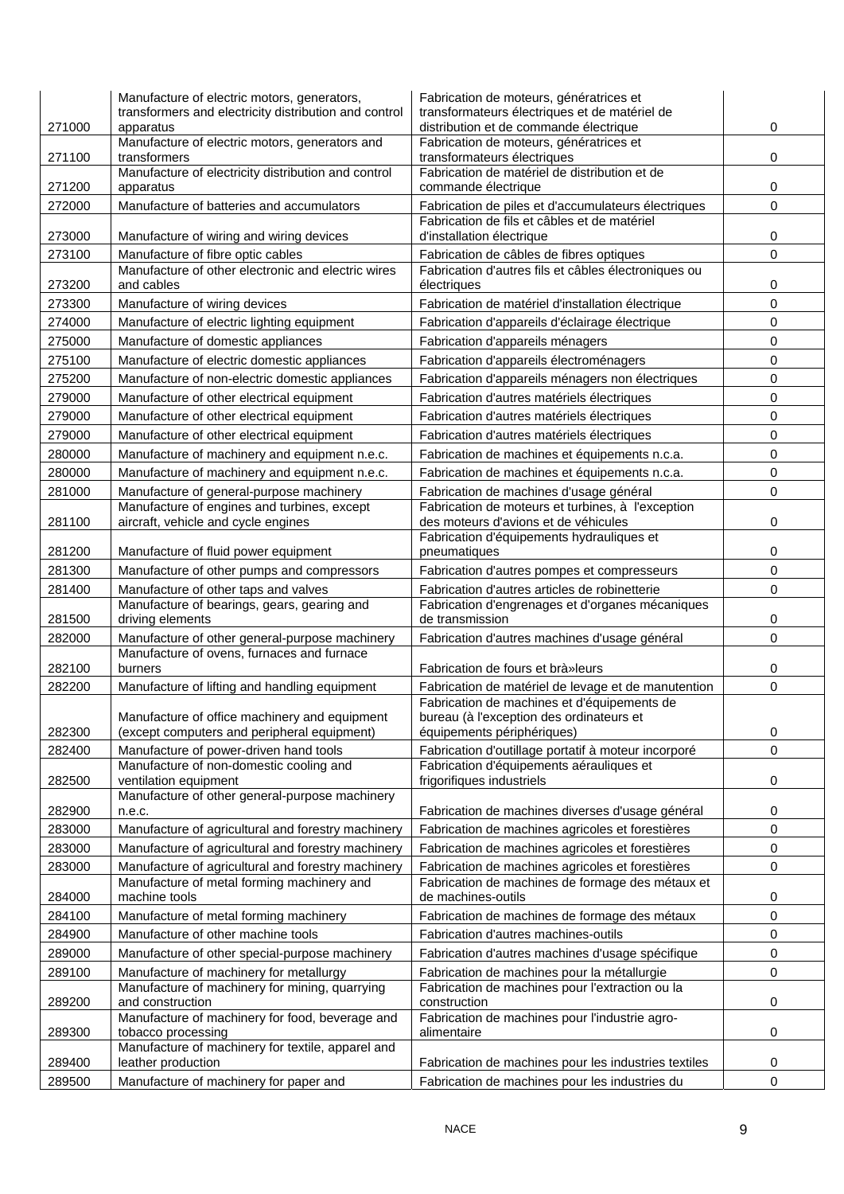| | | | |
|---|---|---|---|
| 271000 | Manufacture of electric motors, generators, transformers and electricity distribution and control apparatus | Fabrication de moteurs, génératrices et transformateurs électriques et de matériel de distribution et de commande électrique | 0 |
| 271100 | Manufacture of electric motors, generators and transformers | Fabrication de moteurs, génératrices et transformateurs électriques | 0 |
| 271200 | Manufacture of electricity distribution and control apparatus | Fabrication de matériel de distribution et de commande électrique | 0 |
| 272000 | Manufacture of batteries and accumulators | Fabrication de piles et d'accumulateurs électriques | 0 |
| 273000 | Manufacture of wiring and wiring devices | Fabrication de fils et câbles et de matériel d'installation électrique | 0 |
| 273100 | Manufacture of fibre optic cables | Fabrication de câbles de fibres optiques | 0 |
| 273200 | Manufacture of other electronic and electric wires and cables | Fabrication d'autres fils et câbles électroniques ou électriques | 0 |
| 273300 | Manufacture of wiring devices | Fabrication de matériel d'installation électrique | 0 |
| 274000 | Manufacture of electric lighting equipment | Fabrication d'appareils d'éclairage électrique | 0 |
| 275000 | Manufacture of domestic appliances | Fabrication d'appareils ménagers | 0 |
| 275100 | Manufacture of electric domestic appliances | Fabrication d'appareils électroménagers | 0 |
| 275200 | Manufacture of non-electric domestic appliances | Fabrication d'appareils ménagers non électriques | 0 |
| 279000 | Manufacture of other electrical equipment | Fabrication d'autres matériels électriques | 0 |
| 279000 | Manufacture of other electrical equipment | Fabrication d'autres matériels électriques | 0 |
| 279000 | Manufacture of other electrical equipment | Fabrication d'autres matériels électriques | 0 |
| 280000 | Manufacture of machinery and equipment n.e.c. | Fabrication de machines et équipements n.c.a. | 0 |
| 280000 | Manufacture of machinery and equipment n.e.c. | Fabrication de machines et équipements n.c.a. | 0 |
| 281000 | Manufacture of general-purpose machinery | Fabrication de machines d'usage général | 0 |
| 281100 | Manufacture of engines and turbines, except aircraft, vehicle and cycle engines | Fabrication de moteurs et turbines, à l'exception des moteurs d'avions et de véhicules | 0 |
| 281200 | Manufacture of fluid power equipment | Fabrication d'équipements hydrauliques et pneumatiques | 0 |
| 281300 | Manufacture of other pumps and compressors | Fabrication d'autres pompes et compresseurs | 0 |
| 281400 | Manufacture of other taps and valves | Fabrication d'autres articles de robinetterie | 0 |
| 281500 | Manufacture of bearings, gears, gearing and driving elements | Fabrication d'engrenages et d'organes mécaniques de transmission | 0 |
| 282000 | Manufacture of other general-purpose machinery | Fabrication d'autres machines d'usage général | 0 |
| 282100 | Manufacture of ovens, furnaces and furnace burners | Fabrication de fours et brà»leurs | 0 |
| 282200 | Manufacture of lifting and handling equipment | Fabrication de matériel de levage et de manutention | 0 |
| 282300 | Manufacture of office machinery and equipment (except computers and peripheral equipment) | Fabrication de machines et d'équipements de bureau (à l'exception des ordinateurs et équipements périphériques) | 0 |
| 282400 | Manufacture of power-driven hand tools | Fabrication d'outillage portatif à moteur incorporé | 0 |
| 282500 | Manufacture of non-domestic cooling and ventilation equipment | Fabrication d'équipements aérauliques et frigorifiques industriels | 0 |
| 282900 | Manufacture of other general-purpose machinery n.e.c. | Fabrication de machines diverses d'usage général | 0 |
| 283000 | Manufacture of agricultural and forestry machinery | Fabrication de machines agricoles et forestières | 0 |
| 283000 | Manufacture of agricultural and forestry machinery | Fabrication de machines agricoles et forestières | 0 |
| 283000 | Manufacture of agricultural and forestry machinery | Fabrication de machines agricoles et forestières | 0 |
| 284000 | Manufacture of metal forming machinery and machine tools | Fabrication de machines de formage des métaux et de machines-outils | 0 |
| 284100 | Manufacture of metal forming machinery | Fabrication de machines de formage des métaux | 0 |
| 284900 | Manufacture of other machine tools | Fabrication d'autres machines-outils | 0 |
| 289000 | Manufacture of other special-purpose machinery | Fabrication d'autres machines d'usage spécifique | 0 |
| 289100 | Manufacture of machinery for metallurgy | Fabrication de machines pour la métallurgie | 0 |
| 289200 | Manufacture of machinery for mining, quarrying and construction | Fabrication de machines pour l'extraction ou la construction | 0 |
| 289300 | Manufacture of machinery for food, beverage and tobacco processing | Fabrication de machines pour l'industrie agro-alimentaire | 0 |
| 289400 | Manufacture of machinery for textile, apparel and leather production | Fabrication de machines pour les industries textiles | 0 |
| 289500 | Manufacture of machinery for paper and | Fabrication de machines pour les industries du | 0 |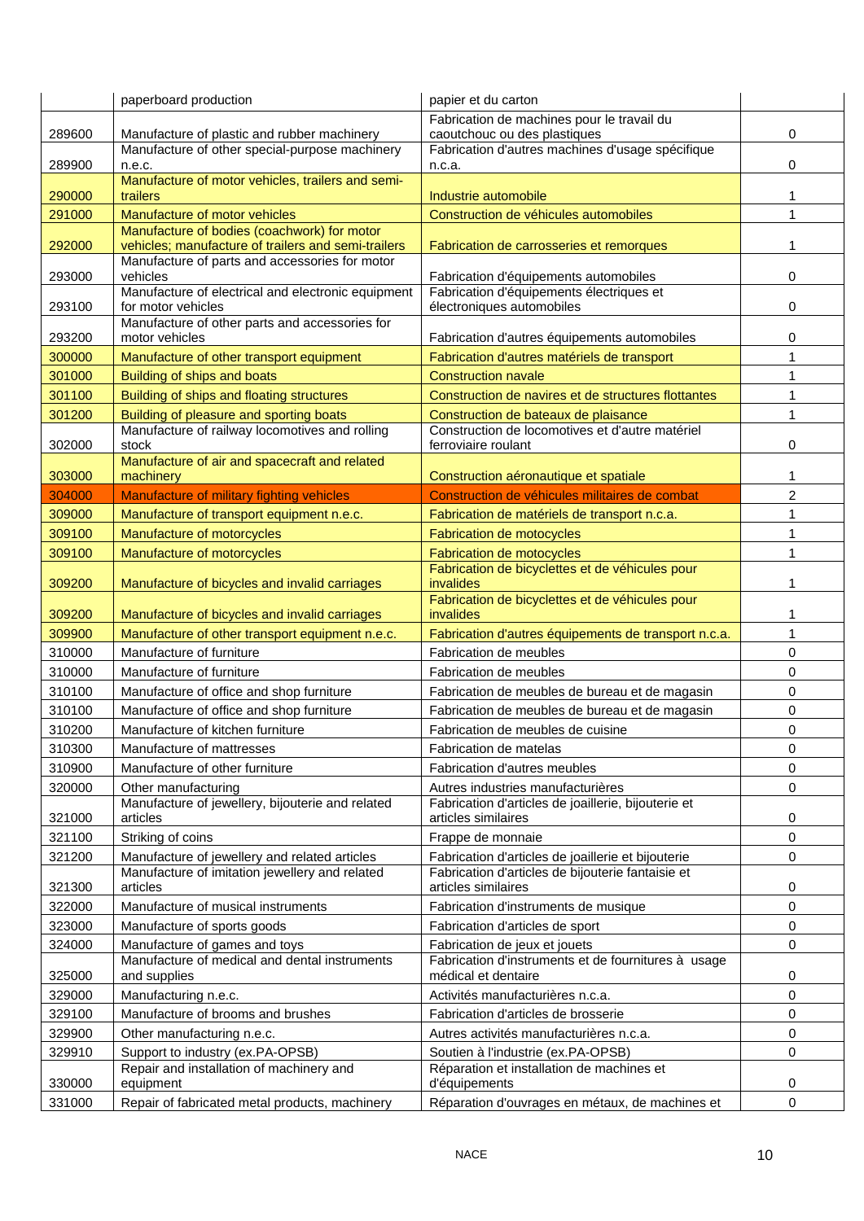| | paperboard production | papier et du carton | |
|---|---|---|---|
| 289600 | Manufacture of plastic and rubber machinery | Fabrication de machines pour le travail du caoutchouc ou des plastiques | 0 |
| 289900 | Manufacture of other special-purpose machinery n.e.c. | Fabrication d'autres machines d'usage spécifique n.c.a. | 0 |
| 290000 | Manufacture of motor vehicles, trailers and semi-trailers | Industrie automobile | 1 |
| 291000 | Manufacture of motor vehicles | Construction de véhicules automobiles | 1 |
| 292000 | Manufacture of bodies (coachwork) for motor vehicles; manufacture of trailers and semi-trailers | Fabrication de carrosseries et remorques | 1 |
| 293000 | Manufacture of parts and accessories for motor vehicles | Fabrication d'équipements automobiles | 0 |
| 293100 | Manufacture of electrical and electronic equipment for motor vehicles | Fabrication d'équipements électriques et électroniques automobiles | 0 |
| 293200 | Manufacture of other parts and accessories for motor vehicles | Fabrication d'autres équipements automobiles | 0 |
| 300000 | Manufacture of other transport equipment | Fabrication d'autres matériels de transport | 1 |
| 301000 | Building of ships and boats | Construction navale | 1 |
| 301100 | Building of ships and floating structures | Construction de navires et de structures flottantes | 1 |
| 301200 | Building of pleasure and sporting boats | Construction de bateaux de plaisance | 1 |
| 302000 | Manufacture of railway locomotives and rolling stock | Construction de locomotives et d'autre matériel ferroviaire roulant | 0 |
| 303000 | Manufacture of air and spacecraft and related machinery | Construction aéronautique et spatiale | 1 |
| 304000 | Manufacture of military fighting vehicles | Construction de véhicules militaires de combat | 2 |
| 309000 | Manufacture of transport equipment n.e.c. | Fabrication de matériels de transport n.c.a. | 1 |
| 309100 | Manufacture of motorcycles | Fabrication de motocycles | 1 |
| 309100 | Manufacture of motorcycles | Fabrication de motocycles | 1 |
| 309200 | Manufacture of bicycles and invalid carriages | Fabrication de bicyclettes et de véhicules pour invalides | 1 |
| 309200 | Manufacture of bicycles and invalid carriages | Fabrication de bicyclettes et de véhicules pour invalides | 1 |
| 309900 | Manufacture of other transport equipment n.e.c. | Fabrication d'autres équipements de transport n.c.a. | 1 |
| 310000 | Manufacture of furniture | Fabrication de meubles | 0 |
| 310000 | Manufacture of furniture | Fabrication de meubles | 0 |
| 310100 | Manufacture of office and shop furniture | Fabrication de meubles de bureau et de magasin | 0 |
| 310100 | Manufacture of office and shop furniture | Fabrication de meubles de bureau et de magasin | 0 |
| 310200 | Manufacture of kitchen furniture | Fabrication de meubles de cuisine | 0 |
| 310300 | Manufacture of mattresses | Fabrication de matelas | 0 |
| 310900 | Manufacture of other furniture | Fabrication d'autres meubles | 0 |
| 320000 | Other manufacturing | Autres industries manufacturières | 0 |
| 321000 | Manufacture of jewellery, bijouterie and related articles | Fabrication d'articles de joaillerie, bijouterie et articles similaires | 0 |
| 321100 | Striking of coins | Frappe de monnaie | 0 |
| 321200 | Manufacture of jewellery and related articles | Fabrication d'articles de joaillerie et bijouterie | 0 |
| 321300 | Manufacture of imitation jewellery and related articles | Fabrication d'articles de bijouterie fantaisie et articles similaires | 0 |
| 322000 | Manufacture of musical instruments | Fabrication d'instruments de musique | 0 |
| 323000 | Manufacture of sports goods | Fabrication d'articles de sport | 0 |
| 324000 | Manufacture of games and toys | Fabrication de jeux et jouets | 0 |
| 325000 | Manufacture of medical and dental instruments and supplies | Fabrication d'instruments et de fournitures à usage médical et dentaire | 0 |
| 329000 | Manufacturing n.e.c. | Activités manufacturières n.c.a. | 0 |
| 329100 | Manufacture of brooms and brushes | Fabrication d'articles de brosserie | 0 |
| 329900 | Other manufacturing n.e.c. | Autres activités manufacturières n.c.a. | 0 |
| 329910 | Support to industry (ex.PA-OPSB) | Soutien à l'industrie (ex.PA-OPSB) | 0 |
| 330000 | Repair and installation of machinery and equipment | Réparation et installation de machines et d'équipements | 0 |
| 331000 | Repair of fabricated metal products, machinery | Réparation d'ouvrages en métaux, de machines et | 0 |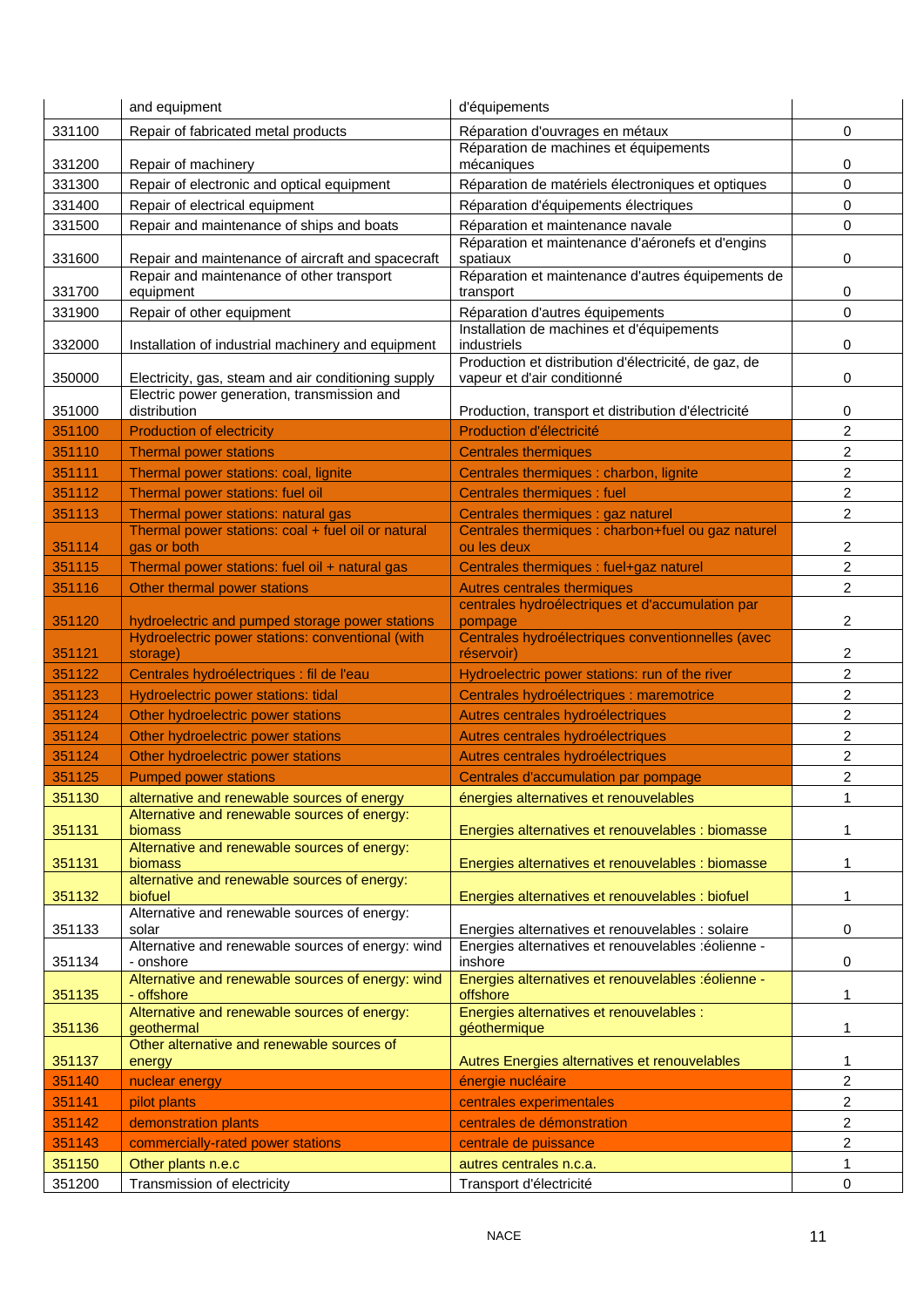| | | | |
|---|---|---|---|
| | and equipment | d'équipements | |
| 331100 | Repair of fabricated metal products | Réparation d'ouvrages en métaux | 0 |
| 331200 | Repair of machinery | Réparation de machines et équipements mécaniques | 0 |
| 331300 | Repair of electronic and optical equipment | Réparation de matériels électroniques et optiques | 0 |
| 331400 | Repair of electrical equipment | Réparation d'équipements électriques | 0 |
| 331500 | Repair and maintenance of ships and boats | Réparation et maintenance navale | 0 |
| 331600 | Repair and maintenance of aircraft and spacecraft | Réparation et maintenance d'aéronefs et d'engins spatiaux | 0 |
| 331700 | Repair and maintenance of other transport equipment | Réparation et maintenance d'autres équipements de transport | 0 |
| 331900 | Repair of other equipment | Réparation d'autres équipements | 0 |
| 332000 | Installation of industrial machinery and equipment | Installation de machines et d'équipements industriels | 0 |
| 350000 | Electricity, gas, steam and air conditioning supply | Production et distribution d'électricité, de gaz, de vapeur et d'air conditionné | 0 |
| 351000 | Electric power generation, transmission and distribution | Production, transport et distribution d'électricité | 0 |
| 351100 | Production of electricity | Production d'électricité | 2 |
| 351110 | Thermal power stations | Centrales thermiques | 2 |
| 351111 | Thermal power stations: coal, lignite | Centrales thermiques : charbon, lignite | 2 |
| 351112 | Thermal power stations: fuel oil | Centrales thermiques : fuel | 2 |
| 351113 | Thermal power stations: natural gas | Centrales thermiques : gaz naturel | 2 |
| 351114 | Thermal power stations: coal + fuel oil or natural gas or both | Centrales thermiques : charbon+fuel ou gaz naturel ou les deux | 2 |
| 351115 | Thermal power stations: fuel oil + natural gas | Centrales thermiques : fuel+gaz naturel | 2 |
| 351116 | Other thermal power stations | Autres centrales thermiques | 2 |
| 351120 | hydroelectric and pumped storage power stations | centrales hydroélectriques et d'accumulation par pompage | 2 |
| 351121 | Hydroelectric power stations: conventional (with storage) | Centrales hydroélectriques conventionnelles (avec réservoir) | 2 |
| 351122 | Centrales hydroélectriques : fil de l'eau | Hydroelectric power stations: run of the river | 2 |
| 351123 | Hydroelectric power stations: tidal | Centrales hydroélectriques : maremotrice | 2 |
| 351124 | Other hydroelectric power stations | Autres centrales hydroélectriques | 2 |
| 351124 | Other hydroelectric power stations | Autres centrales hydroélectriques | 2 |
| 351124 | Other hydroelectric power stations | Autres centrales hydroélectriques | 2 |
| 351125 | Pumped power stations | Centrales d'accumulation par pompage | 2 |
| 351130 | alternative and renewable sources of energy | énergies alternatives et renouvelables | 1 |
| 351131 | Alternative and renewable sources of energy: biomass | Energies alternatives et renouvelables : biomasse | 1 |
| 351131 | Alternative and renewable sources of energy: biomass | Energies alternatives et renouvelables : biomasse | 1 |
| 351132 | alternative and renewable sources of energy: biofuel | Energies alternatives et renouvelables : biofuel | 1 |
| 351133 | Alternative and renewable sources of energy: solar | Energies alternatives et renouvelables : solaire | 0 |
| 351134 | Alternative and renewable sources of energy: wind - onshore | Energies alternatives et renouvelables :éolienne - inshore | 0 |
| 351135 | Alternative and renewable sources of energy: wind - offshore | Energies alternatives et renouvelables :éolienne - offshore | 1 |
| 351136 | Alternative and renewable sources of energy: geothermal | Energies alternatives et renouvelables : géothermique | 1 |
| 351137 | Other alternative and renewable sources of energy | Autres Energies alternatives et renouvelables | 1 |
| 351140 | nuclear energy | énergie nucléaire | 2 |
| 351141 | pilot plants | centrales experimentales | 2 |
| 351142 | demonstration plants | centrales de démonstration | 2 |
| 351143 | commercially-rated power stations | centrale de puissance | 2 |
| 351150 | Other plants n.e.c | autres centrales n.c.a. | 1 |
| 351200 | Transmission of electricity | Transport d'électricité | 0 |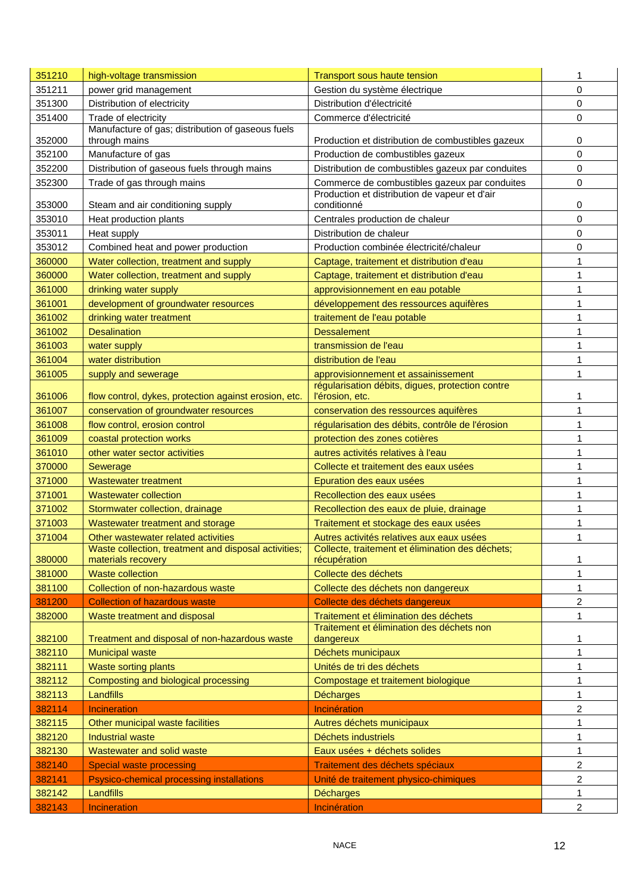| 351210 | high-voltage transmission | Transport sous haute tension | 1 |
|---|---|---|---|
| 351211 | power grid management | Gestion du système électrique | 0 |
| 351300 | Distribution of electricity | Distribution d'électricité | 0 |
| 351400 | Trade of electricity | Commerce d'électricité | 0 |
| 352000 | Manufacture of gas; distribution of gaseous fuels through mains | Production et distribution de combustibles gazeux | 0 |
| 352100 | Manufacture of gas | Production de combustibles gazeux | 0 |
| 352200 | Distribution of gaseous fuels through mains | Distribution de combustibles gazeux par conduites | 0 |
| 352300 | Trade of gas through mains | Commerce de combustibles gazeux par conduites | 0 |
| 353000 | Steam and air conditioning supply | Production et distribution de vapeur et d'air conditionné | 0 |
| 353010 | Heat production plants | Centrales production de chaleur | 0 |
| 353011 | Heat supply | Distribution de chaleur | 0 |
| 353012 | Combined heat and power production | Production combinée électricité/chaleur | 0 |
| 360000 | Water collection, treatment and supply | Captage, traitement et distribution d'eau | 1 |
| 360000 | Water collection, treatment and supply | Captage, traitement et distribution d'eau | 1 |
| 361000 | drinking water supply | approvisionnement en eau potable | 1 |
| 361001 | development of groundwater resources | développement des ressources aquifères | 1 |
| 361002 | drinking water treatment | traitement de l'eau potable | 1 |
| 361002 | Desalination | Dessalement | 1 |
| 361003 | water supply | transmission de l'eau | 1 |
| 361004 | water distribution | distribution de l'eau | 1 |
| 361005 | supply and sewerage | approvisionnement et assainissement | 1 |
| 361006 | flow control, dykes, protection against erosion, etc. | régularisation débits, digues, protection contre l'érosion, etc. | 1 |
| 361007 | conservation of groundwater resources | conservation des ressources aquifères | 1 |
| 361008 | flow control, erosion control | régularisation des débits, contrôle de l'érosion | 1 |
| 361009 | coastal protection works | protection des zones cotières | 1 |
| 361010 | other water sector activities | autres activités relatives à l'eau | 1 |
| 370000 | Sewerage | Collecte et traitement des eaux usées | 1 |
| 371000 | Wastewater treatment | Epuration des eaux usées | 1 |
| 371001 | Wastewater collection | Recollection des eaux usées | 1 |
| 371002 | Stormwater collection, drainage | Recollection des eaux de pluie, drainage | 1 |
| 371003 | Wastewater treatment and storage | Traitement et stockage des eaux usées | 1 |
| 371004 | Other wastewater related activities | Autres activités relatives aux eaux usées | 1 |
| 380000 | Waste collection, treatment and disposal activities; materials recovery | Collecte, traitement et élimination des déchets; récupération | 1 |
| 381000 | Waste collection | Collecte des déchets | 1 |
| 381100 | Collection of non-hazardous waste | Collecte des déchets non dangereux | 1 |
| 381200 | Collection of hazardous waste | Collecte des déchets dangereux | 2 |
| 382000 | Waste treatment and disposal | Traitement et élimination des déchets | 1 |
| 382100 | Treatment and disposal of non-hazardous waste | Traitement et élimination des déchets non dangereux | 1 |
| 382110 | Municipal waste | Déchets municipaux | 1 |
| 382111 | Waste sorting plants | Unités de tri des déchets | 1 |
| 382112 | Composting and biological processing | Compostage et traitement biologique | 1 |
| 382113 | Landfills | Décharges | 1 |
| 382114 | Incineration | Incinération | 2 |
| 382115 | Other municipal waste facilities | Autres déchets municipaux | 1 |
| 382120 | Industrial waste | Déchets industriels | 1 |
| 382130 | Wastewater and solid waste | Eaux usées + déchets solides | 1 |
| 382140 | Special waste processing | Traitement des déchets spéciaux | 2 |
| 382141 | Psysico-chemical processing installations | Unité de traitement physico-chimiques | 2 |
| 382142 | Landfills | Décharges | 1 |
| 382143 | Incineration | Incinération | 2 |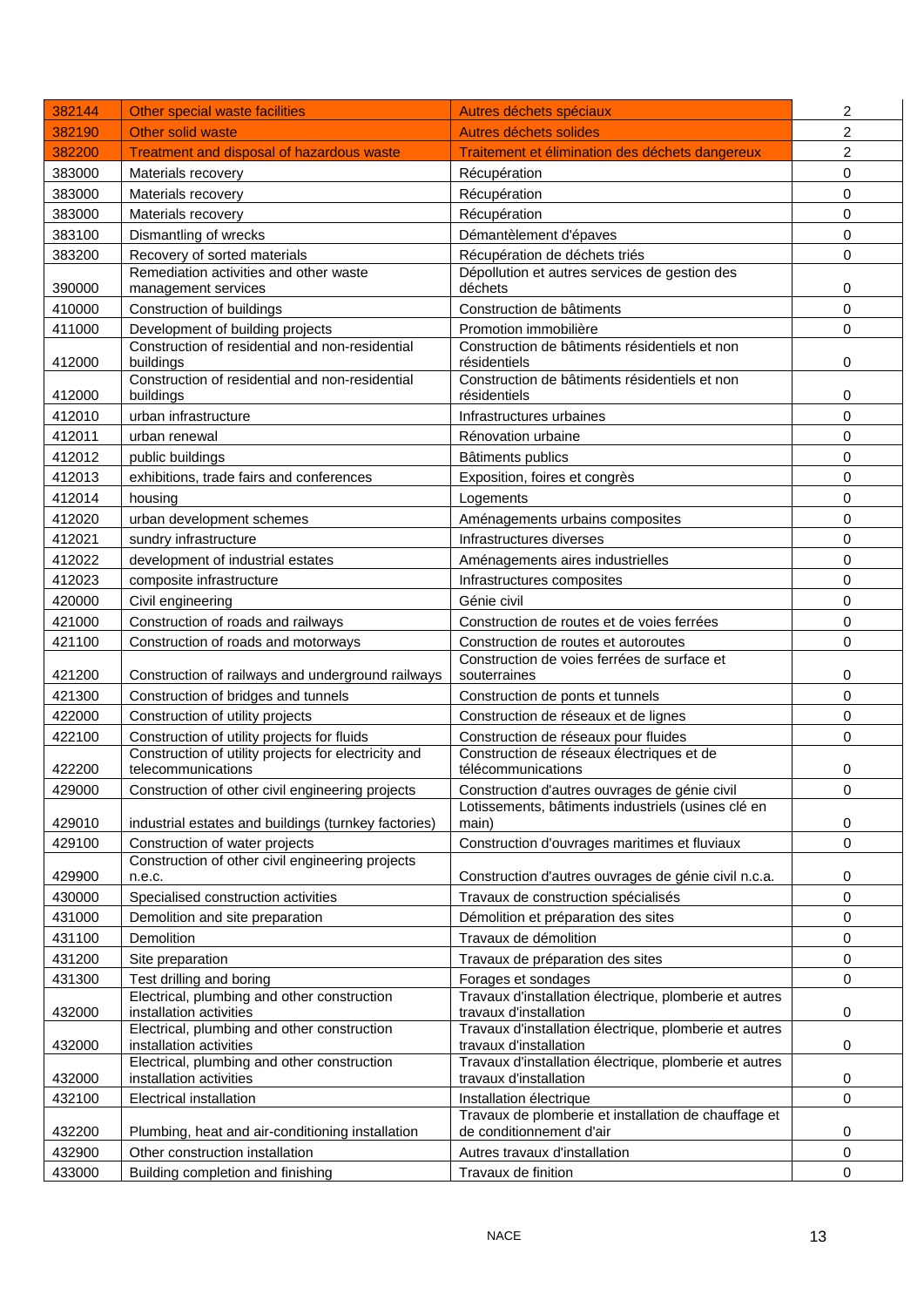| | | | |
|---|---|---|---|
| 382144 | Other special waste facilities | Autres déchets spéciaux | 2 |
| 382190 | Other solid waste | Autres déchets solides | 2 |
| 382200 | Treatment and disposal of hazardous waste | Traitement et élimination des déchets dangereux | 2 |
| 383000 | Materials recovery | Récupération | 0 |
| 383000 | Materials recovery | Récupération | 0 |
| 383000 | Materials recovery | Récupération | 0 |
| 383100 | Dismantling of wrecks | Démantèlement d'épaves | 0 |
| 383200 | Recovery of sorted materials | Récupération de déchets triés | 0 |
| 390000 | Remediation activities and other waste management services | Dépollution et autres services de gestion des déchets | 0 |
| 410000 | Construction of buildings | Construction de bâtiments | 0 |
| 411000 | Development of building projects | Promotion immobilière | 0 |
| 412000 | Construction of residential and non-residential buildings | Construction de bâtiments résidentiels et non résidentiels | 0 |
| 412000 | Construction of residential and non-residential buildings | Construction de bâtiments résidentiels et non résidentiels | 0 |
| 412010 | urban infrastructure | Infrastructures urbaines | 0 |
| 412011 | urban renewal | Rénovation urbaine | 0 |
| 412012 | public buildings | Bâtiments publics | 0 |
| 412013 | exhibitions, trade fairs and conferences | Exposition, foires et congrès | 0 |
| 412014 | housing | Logements | 0 |
| 412020 | urban development schemes | Aménagements urbains composites | 0 |
| 412021 | sundry infrastructure | Infrastructures diverses | 0 |
| 412022 | development of industrial estates | Aménagements aires industrielles | 0 |
| 412023 | composite infrastructure | Infrastructures composites | 0 |
| 420000 | Civil engineering | Génie civil | 0 |
| 421000 | Construction of roads and railways | Construction de routes et de voies ferrées | 0 |
| 421100 | Construction of roads and motorways | Construction de routes et autoroutes | 0 |
| 421200 | Construction of railways and underground railways | Construction de voies ferrées de surface et souterraines | 0 |
| 421300 | Construction of bridges and tunnels | Construction de ponts et tunnels | 0 |
| 422000 | Construction of utility projects | Construction de réseaux et de lignes | 0 |
| 422100 | Construction of utility projects for fluids | Construction de réseaux pour fluides | 0 |
| 422200 | Construction of utility projects for electricity and telecommunications | Construction de réseaux électriques et de télécommunications | 0 |
| 429000 | Construction of other civil engineering projects | Construction d'autres ouvrages de génie civil | 0 |
| 429010 | industrial estates and buildings (turnkey factories) | Lotissements, bâtiments industriels (usines clé en main) | 0 |
| 429100 | Construction of water projects | Construction d'ouvrages maritimes et fluviaux | 0 |
| 429900 | Construction of other civil engineering projects n.e.c. | Construction d'autres ouvrages de génie civil n.c.a. | 0 |
| 430000 | Specialised construction activities | Travaux de construction spécialisés | 0 |
| 431000 | Demolition and site preparation | Démolition et préparation des sites | 0 |
| 431100 | Demolition | Travaux de démolition | 0 |
| 431200 | Site preparation | Travaux de préparation des sites | 0 |
| 431300 | Test drilling and boring | Forages et sondages | 0 |
| 432000 | Electrical, plumbing and other construction installation activities | Travaux d'installation électrique, plomberie et autres travaux d'installation | 0 |
| 432000 | Electrical, plumbing and other construction installation activities | Travaux d'installation électrique, plomberie et autres travaux d'installation | 0 |
| 432000 | Electrical, plumbing and other construction installation activities | Travaux d'installation électrique, plomberie et autres travaux d'installation | 0 |
| 432100 | Electrical installation | Installation électrique | 0 |
| 432200 | Plumbing, heat and air-conditioning installation | Travaux de plomberie et installation de chauffage et de conditionnement d'air | 0 |
| 432900 | Other construction installation | Autres travaux d'installation | 0 |
| 433000 | Building completion and finishing | Travaux de finition | 0 |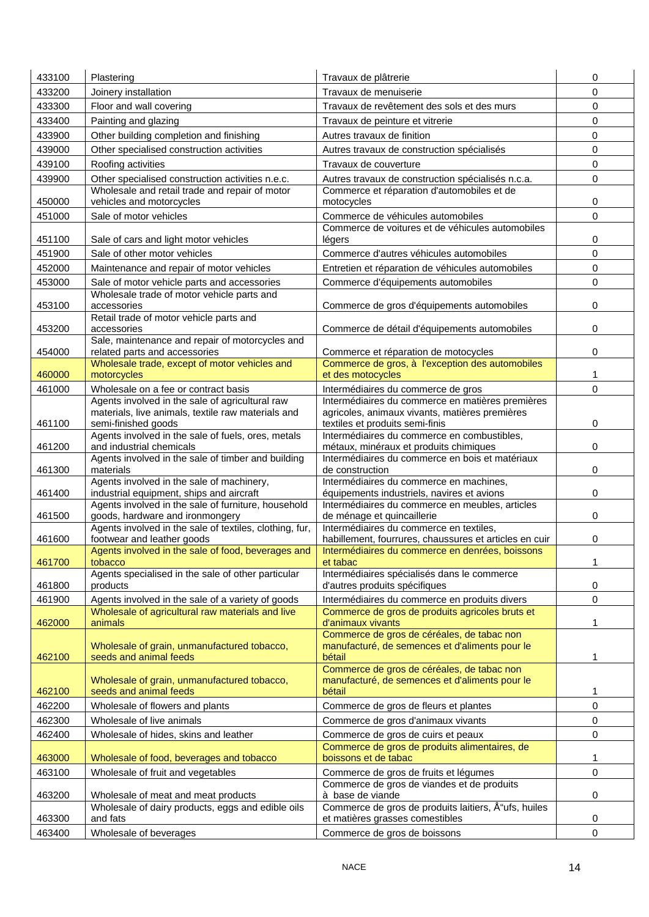| 433100 | Plastering | Travaux de plâtrerie | 0 |
|---|---|---|---|
| 433200 | Joinery installation | Travaux de menuiserie | 0 |
| 433300 | Floor and wall covering | Travaux de revêtement des sols et des murs | 0 |
| 433400 | Painting and glazing | Travaux de peinture et vitrerie | 0 |
| 433900 | Other building completion and finishing | Autres travaux de finition | 0 |
| 439000 | Other specialised construction activities | Autres travaux de construction spécialisés | 0 |
| 439100 | Roofing activities | Travaux de couverture | 0 |
| 439900 | Other specialised construction activities n.e.c. | Autres travaux de construction spécialisés n.c.a. | 0 |
| 450000 | Wholesale and retail trade and repair of motor vehicles and motorcycles | Commerce et réparation d'automobiles et de motocycles | 0 |
| 451000 | Sale of motor vehicles | Commerce de véhicules automobiles | 0 |
| 451100 | Sale of cars and light motor vehicles | Commerce de voitures et de véhicules automobiles légers | 0 |
| 451900 | Sale of other motor vehicles | Commerce d'autres véhicules automobiles | 0 |
| 452000 | Maintenance and repair of motor vehicles | Entretien et réparation de véhicules automobiles | 0 |
| 453000 | Sale of motor vehicle parts and accessories | Commerce d'équipements automobiles | 0 |
| 453100 | Wholesale trade of motor vehicle parts and accessories | Commerce de gros d'équipements automobiles | 0 |
| 453200 | Retail trade of motor vehicle parts and accessories | Commerce de détail d'équipements automobiles | 0 |
| 454000 | Sale, maintenance and repair of motorcycles and related parts and accessories | Commerce et réparation de motocycles | 0 |
| 460000 | Wholesale trade, except of motor vehicles and motorcycles | Commerce de gros, à l'exception des automobiles et des motocycles | 1 |
| 461000 | Wholesale on a fee or contract basis | Intermédiaires du commerce de gros | 0 |
| 461100 | Agents involved in the sale of agricultural raw materials, live animals, textile raw materials and semi-finished goods | Intermédiaires du commerce en matières premières agricoles, animaux vivants, matières premières textiles et produits semi-finis | 0 |
| 461200 | Agents involved in the sale of fuels, ores, metals and industrial chemicals | Intermédiaires du commerce en combustibles, métaux, minéraux et produits chimiques | 0 |
| 461300 | Agents involved in the sale of timber and building materials | Intermédiaires du commerce en bois et matériaux de construction | 0 |
| 461400 | Agents involved in the sale of machinery, industrial equipment, ships and aircraft | Intermédiaires du commerce en machines, équipements industriels, navires et avions | 0 |
| 461500 | Agents involved in the sale of furniture, household goods, hardware and ironmongery | Intermédiaires du commerce en meubles, articles de ménage et quincaillerie | 0 |
| 461600 | Agents involved in the sale of textiles, clothing, fur, footwear and leather goods | Intermédiaires du commerce en textiles, habillement, fourrures, chaussures et articles en cuir | 0 |
| 461700 | Agents involved in the sale of food, beverages and tobacco | Intermédiaires du commerce en denrées, boissons et tabac | 1 |
| 461800 | Agents specialised in the sale of other particular products | Intermédiaires spécialisés dans le commerce d'autres produits spécifiques | 0 |
| 461900 | Agents involved in the sale of a variety of goods | Intermédiaires du commerce en produits divers | 0 |
| 462000 | Wholesale of agricultural raw materials and live animals | Commerce de gros de produits agricoles bruts et d'animaux vivants | 1 |
| 462100 | Wholesale of grain, unmanufactured tobacco, seeds and animal feeds | Commerce de gros de céréales, de tabac non manufacturé, de semences et d'aliments pour le bétail | 1 |
| 462100 | Wholesale of grain, unmanufactured tobacco, seeds and animal feeds | Commerce de gros de céréales, de tabac non manufacturé, de semences et d'aliments pour le bétail | 1 |
| 462200 | Wholesale of flowers and plants | Commerce de gros de fleurs et plantes | 0 |
| 462300 | Wholesale of live animals | Commerce de gros d'animaux vivants | 0 |
| 462400 | Wholesale of hides, skins and leather | Commerce de gros de cuirs et peaux | 0 |
| 463000 | Wholesale of food, beverages and tobacco | Commerce de gros de produits alimentaires, de boissons et de tabac | 1 |
| 463100 | Wholesale of fruit and vegetables | Commerce de gros de fruits et légumes | 0 |
| 463200 | Wholesale of meat and meat products | Commerce de gros de viandes et de produits à base de viande | 0 |
| 463300 | Wholesale of dairy products, eggs and edible oils and fats | Commerce de gros de produits laitiers, Å"ufs, huiles et matières grasses comestibles | 0 |
| 463400 | Wholesale of beverages | Commerce de gros de boissons | 0 |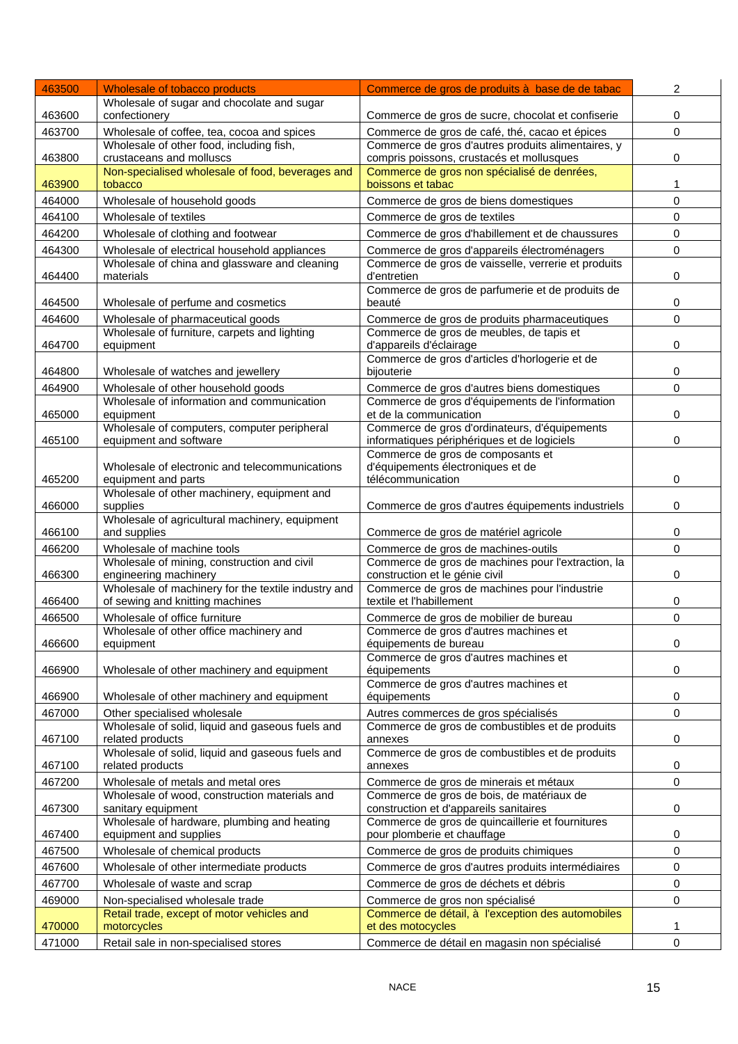| | | | |
|---|---|---|---|
| 463500 | Wholesale of tobacco products | Commerce de gros de produits à base de de tabac | 2 |
| 463600 | Wholesale of sugar and chocolate and sugar confectionery | Commerce de gros de sucre, chocolat et confiserie | 0 |
| 463700 | Wholesale of coffee, tea, cocoa and spices | Commerce de gros de café, thé, cacao et épices | 0 |
| 463800 | Wholesale of other food, including fish, crustaceans and molluscs | Commerce de gros d'autres produits alimentaires, y compris poissons, crustacés et mollusques | 0 |
| 463900 | Non-specialised wholesale of food, beverages and tobacco | Commerce de gros non spécialisé de denrées, boissons et tabac | 1 |
| 464000 | Wholesale of household goods | Commerce de gros de biens domestiques | 0 |
| 464100 | Wholesale of textiles | Commerce de gros de textiles | 0 |
| 464200 | Wholesale of clothing and footwear | Commerce de gros d'habillement et de chaussures | 0 |
| 464300 | Wholesale of electrical household appliances | Commerce de gros d'appareils électroménagers | 0 |
| 464400 | Wholesale of china and glassware and cleaning materials | Commerce de gros de vaisselle, verrerie et produits d'entretien | 0 |
| 464500 | Wholesale of perfume and cosmetics | Commerce de gros de parfumerie et de produits de beauté | 0 |
| 464600 | Wholesale of pharmaceutical goods | Commerce de gros de produits pharmaceutiques | 0 |
| 464700 | Wholesale of furniture, carpets and lighting equipment | Commerce de gros de meubles, de tapis et d'appareils d'éclairage | 0 |
| 464800 | Wholesale of watches and jewellery | Commerce de gros d'articles d'horlogerie et de bijouterie | 0 |
| 464900 | Wholesale of other household goods | Commerce de gros d'autres biens domestiques | 0 |
| 465000 | Wholesale of information and communication equipment | Commerce de gros d'équipements de l'information et de la communication | 0 |
| 465100 | Wholesale of computers, computer peripheral equipment and software | Commerce de gros d'ordinateurs, d'équipements informatiques périphériques et de logiciels | 0 |
| 465200 | Wholesale of electronic and telecommunications equipment and parts | Commerce de gros de composants et d'équipements électroniques et de télécommunication | 0 |
| 466000 | Wholesale of other machinery, equipment and supplies | Commerce de gros d'autres équipements industriels | 0 |
| 466100 | Wholesale of agricultural machinery, equipment and supplies | Commerce de gros de matériel agricole | 0 |
| 466200 | Wholesale of machine tools | Commerce de gros de machines-outils | 0 |
| 466300 | Wholesale of mining, construction and civil engineering machinery | Commerce de gros de machines pour l'extraction, la construction et le génie civil | 0 |
| 466400 | Wholesale of machinery for the textile industry and of sewing and knitting machines | Commerce de gros de machines pour l'industrie textile et l'habillement | 0 |
| 466500 | Wholesale of office furniture | Commerce de gros de mobilier de bureau | 0 |
| 466600 | Wholesale of other office machinery and equipment | Commerce de gros d'autres machines et équipements de bureau | 0 |
| 466900 | Wholesale of other machinery and equipment | Commerce de gros d'autres machines et équipements | 0 |
| 466900 | Wholesale of other machinery and equipment | Commerce de gros d'autres machines et équipements | 0 |
| 467000 | Other specialised wholesale | Autres commerces de gros spécialisés | 0 |
| 467100 | Wholesale of solid, liquid and gaseous fuels and related products | Commerce de gros de combustibles et de produits annexes | 0 |
| 467100 | Wholesale of solid, liquid and gaseous fuels and related products | Commerce de gros de combustibles et de produits annexes | 0 |
| 467200 | Wholesale of metals and metal ores | Commerce de gros de minerais et métaux | 0 |
| 467300 | Wholesale of wood, construction materials and sanitary equipment | Commerce de gros de bois, de matériaux de construction et d'appareils sanitaires | 0 |
| 467400 | Wholesale of hardware, plumbing and heating equipment and supplies | Commerce de gros de quincaillerie et fournitures pour plomberie et chauffage | 0 |
| 467500 | Wholesale of chemical products | Commerce de gros de produits chimiques | 0 |
| 467600 | Wholesale of other intermediate products | Commerce de gros d'autres produits intermédiaires | 0 |
| 467700 | Wholesale of waste and scrap | Commerce de gros de déchets et débris | 0 |
| 469000 | Non-specialised wholesale trade | Commerce de gros non spécialisé | 0 |
| 470000 | Retail trade, except of motor vehicles and motorcycles | Commerce de détail, à l'exception des automobiles et des motocycles | 1 |
| 471000 | Retail sale in non-specialised stores | Commerce de détail en magasin non spécialisé | 0 |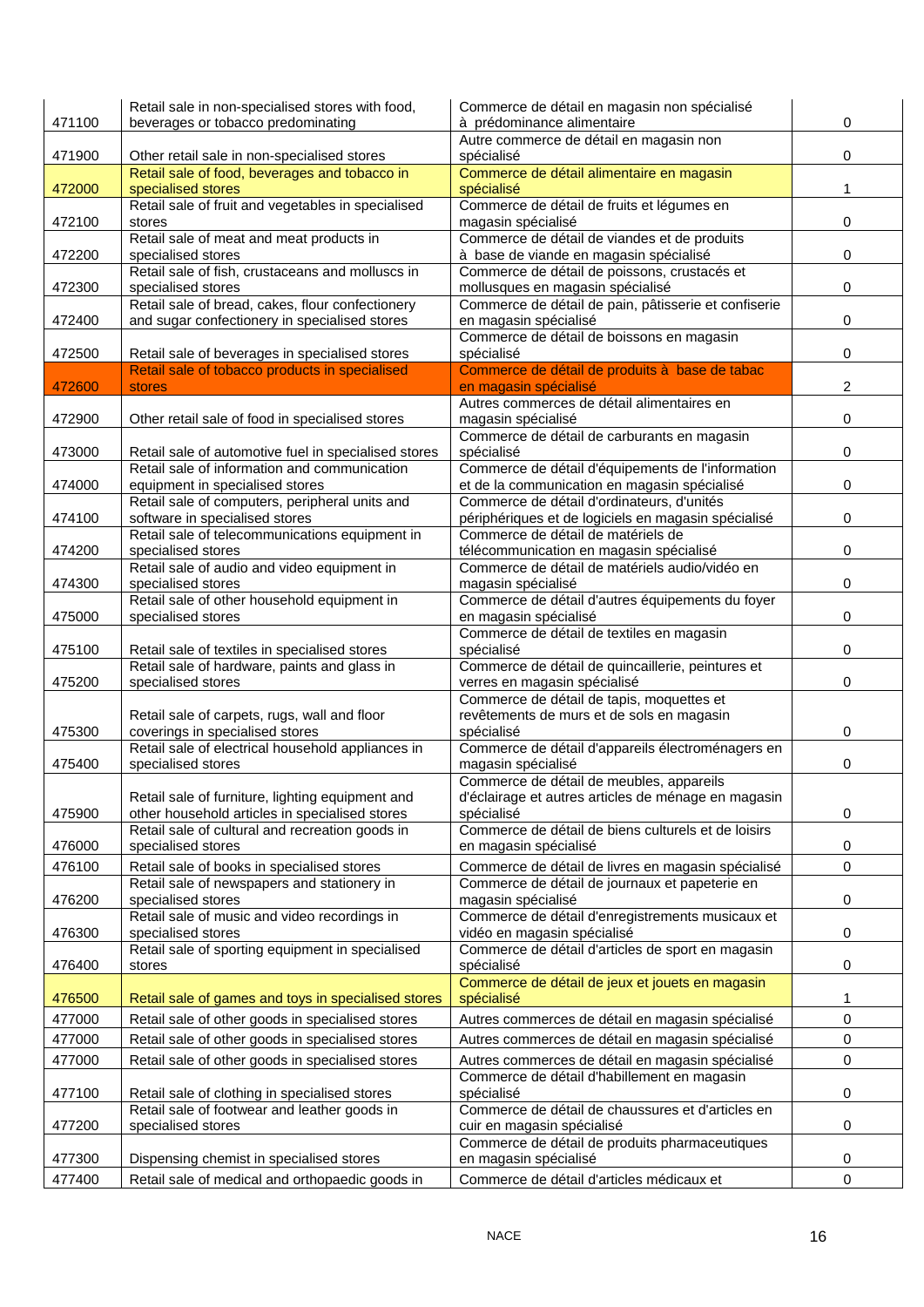| | | | |
|---|---|---|---|
| 471100 | Retail sale in non-specialised stores with food, beverages or tobacco predominating | Commerce de détail en magasin non spécialisé à prédominance alimentaire | 0 |
| 471900 | Other retail sale in non-specialised stores | Autre commerce de détail en magasin non spécialisé | 0 |
| 472000 | Retail sale of food, beverages and tobacco in specialised stores | Commerce de détail alimentaire en magasin spécialisé | 1 |
| 472100 | Retail sale of fruit and vegetables in specialised stores | Commerce de détail de fruits et légumes en magasin spécialisé | 0 |
| 472200 | Retail sale of meat and meat products in specialised stores | Commerce de détail de viandes et de produits à base de viande en magasin spécialisé | 0 |
| 472300 | Retail sale of fish, crustaceans and molluscs in specialised stores | Commerce de détail de poissons, crustacés et mollusques en magasin spécialisé | 0 |
| 472400 | Retail sale of bread, cakes, flour confectionery and sugar confectionery in specialised stores | Commerce de détail de pain, pâtisserie et confiserie en magasin spécialisé | 0 |
| 472500 | Retail sale of beverages in specialised stores | Commerce de détail de boissons en magasin spécialisé | 0 |
| 472600 | Retail sale of tobacco products in specialised stores | Commerce de détail de produits à base de tabac en magasin spécialisé | 2 |
| 472900 | Other retail sale of food in specialised stores | Autres commerces de détail alimentaires en magasin spécialisé | 0 |
| 473000 | Retail sale of automotive fuel in specialised stores | Commerce de détail de carburants en magasin spécialisé | 0 |
| 474000 | Retail sale of information and communication equipment in specialised stores | Commerce de détail d'équipements de l'information et de la communication en magasin spécialisé | 0 |
| 474100 | Retail sale of computers, peripheral units and software in specialised stores | Commerce de détail d'ordinateurs, d'unités périphériques et de logiciels en magasin spécialisé | 0 |
| 474200 | Retail sale of telecommunications equipment in specialised stores | Commerce de détail de matériels de télécommunication en magasin spécialisé | 0 |
| 474300 | Retail sale of audio and video equipment in specialised stores | Commerce de détail de matériels audio/vidéo en magasin spécialisé | 0 |
| 475000 | Retail sale of other household equipment in specialised stores | Commerce de détail d'autres équipements du foyer en magasin spécialisé | 0 |
| 475100 | Retail sale of textiles in specialised stores | Commerce de détail de textiles en magasin spécialisé | 0 |
| 475200 | Retail sale of hardware, paints and glass in specialised stores | Commerce de détail de quincaillerie, peintures et verres en magasin spécialisé | 0 |
| 475300 | Retail sale of carpets, rugs, wall and floor coverings in specialised stores | Commerce de détail de tapis, moquettes et revêtements de murs et de sols en magasin spécialisé | 0 |
| 475400 | Retail sale of electrical household appliances in specialised stores | Commerce de détail d'appareils électroménagers en magasin spécialisé | 0 |
| 475900 | Retail sale of furniture, lighting equipment and other household articles in specialised stores | Commerce de détail de meubles, appareils d'éclairage et autres articles de ménage en magasin spécialisé | 0 |
| 476000 | Retail sale of cultural and recreation goods in specialised stores | Commerce de détail de biens culturels et de loisirs en magasin spécialisé | 0 |
| 476100 | Retail sale of books in specialised stores | Commerce de détail de livres en magasin spécialisé | 0 |
| 476200 | Retail sale of newspapers and stationery in specialised stores | Commerce de détail de journaux et papeterie en magasin spécialisé | 0 |
| 476300 | Retail sale of music and video recordings in specialised stores | Commerce de détail d'enregistrements musicaux et vidéo en magasin spécialisé | 0 |
| 476400 | Retail sale of sporting equipment in specialised stores | Commerce de détail d'articles de sport en magasin spécialisé | 0 |
| 476500 | Retail sale of games and toys in specialised stores | Commerce de détail de jeux et jouets en magasin spécialisé | 1 |
| 477000 | Retail sale of other goods in specialised stores | Autres commerces de détail en magasin spécialisé | 0 |
| 477000 | Retail sale of other goods in specialised stores | Autres commerces de détail en magasin spécialisé | 0 |
| 477000 | Retail sale of other goods in specialised stores | Autres commerces de détail en magasin spécialisé | 0 |
| 477100 | Retail sale of clothing in specialised stores | Commerce de détail d'habillement en magasin spécialisé | 0 |
| 477200 | Retail sale of footwear and leather goods in specialised stores | Commerce de détail de chaussures et d'articles en cuir en magasin spécialisé | 0 |
| 477300 | Dispensing chemist in specialised stores | Commerce de détail de produits pharmaceutiques en magasin spécialisé | 0 |
| 477400 | Retail sale of medical and orthopaedic goods in | Commerce de détail d'articles médicaux et | 0 |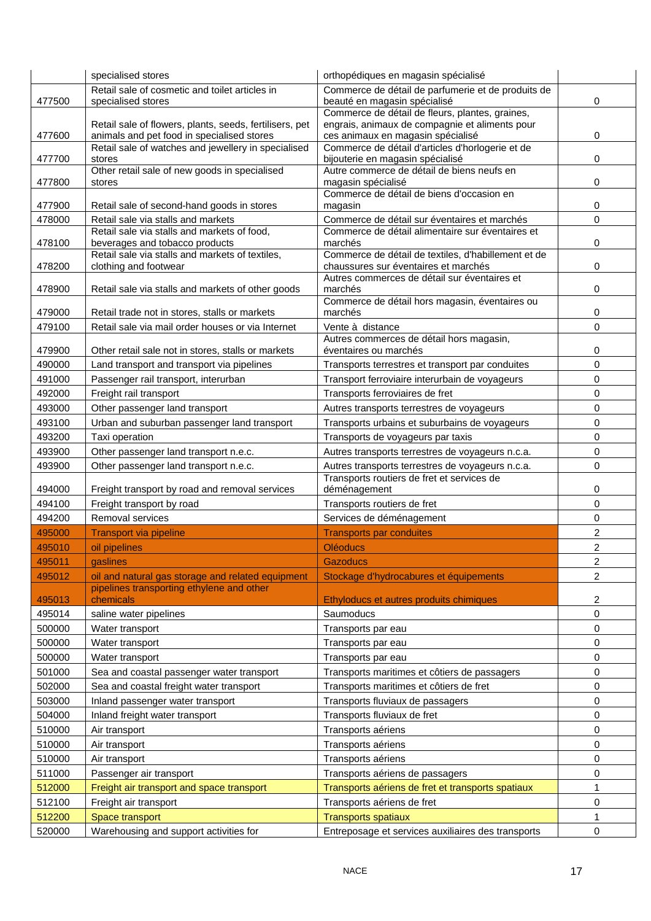| | | | |
|---|---|---|---|
| | specialised stores | orthopédiques en magasin spécialisé | |
| 477500 | Retail sale of cosmetic and toilet articles in specialised stores | Commerce de détail de parfumerie et de produits de beauté en magasin spécialisé | 0 |
| 477600 | Retail sale of flowers, plants, seeds, fertilisers, pet animals and pet food in specialised stores | Commerce de détail de fleurs, plantes, graines, engrais, animaux de compagnie et aliments pour ces animaux en magasin spécialisé | 0 |
| 477700 | Retail sale of watches and jewellery in specialised stores | Commerce de détail d'articles d'horlogerie et de bijouterie en magasin spécialisé | 0 |
| 477800 | Other retail sale of new goods in specialised stores | Autre commerce de détail de biens neufs en magasin spécialisé | 0 |
| 477900 | Retail sale of second-hand goods in stores | Commerce de détail de biens d'occasion en magasin | 0 |
| 478000 | Retail sale via stalls and markets | Commerce de détail sur éventaires et marchés | 0 |
| 478100 | Retail sale via stalls and markets of food, beverages and tobacco products | Commerce de détail alimentaire sur éventaires et marchés | 0 |
| 478200 | Retail sale via stalls and markets of textiles, clothing and footwear | Commerce de détail de textiles, d'habillement et de chaussures sur éventaires et marchés | 0 |
| 478900 | Retail sale via stalls and markets of other goods | Autres commerces de détail sur éventaires et marchés | 0 |
| 479000 | Retail trade not in stores, stalls or markets | Commerce de détail hors magasin, éventaires ou marchés | 0 |
| 479100 | Retail sale via mail order houses or via Internet | Vente à distance | 0 |
| 479900 | Other retail sale not in stores, stalls or markets | Autres commerces de détail hors magasin, éventaires ou marchés | 0 |
| 490000 | Land transport and transport via pipelines | Transports terrestres et transport par conduites | 0 |
| 491000 | Passenger rail transport, interurban | Transport ferroviaire interurbain de voyageurs | 0 |
| 492000 | Freight rail transport | Transports ferroviaires de fret | 0 |
| 493000 | Other passenger land transport | Autres transports terrestres de voyageurs | 0 |
| 493100 | Urban and suburban passenger land transport | Transports urbains et suburbains de voyageurs | 0 |
| 493200 | Taxi operation | Transports de voyageurs par taxis | 0 |
| 493900 | Other passenger land transport n.e.c. | Autres transports terrestres de voyageurs n.c.a. | 0 |
| 493900 | Other passenger land transport n.e.c. | Autres transports terrestres de voyageurs n.c.a. | 0 |
| 494000 | Freight transport by road and removal services | Transports routiers de fret et services de déménagement | 0 |
| 494100 | Freight transport by road | Transports routiers de fret | 0 |
| 494200 | Removal services | Services de déménagement | 0 |
| 495000 | Transport via pipeline | Transports par conduites | 2 |
| 495010 | oil pipelines | Oléoducs | 2 |
| 495011 | gaslines | Gazoducs | 2 |
| 495012 | oil and natural gas storage and related equipment | Stockage d'hydrocabures et équipements | 2 |
| 495013 | pipelines transporting ethylene and other chemicals | Ethyloducs et autres produits chimiques | 2 |
| 495014 | saline water pipelines | Saumoducs | 0 |
| 500000 | Water transport | Transports par eau | 0 |
| 500000 | Water transport | Transports par eau | 0 |
| 500000 | Water transport | Transports par eau | 0 |
| 501000 | Sea and coastal passenger water transport | Transports maritimes et côtiers de passagers | 0 |
| 502000 | Sea and coastal freight water transport | Transports maritimes et côtiers de fret | 0 |
| 503000 | Inland passenger water transport | Transports fluviaux de passagers | 0 |
| 504000 | Inland freight water transport | Transports fluviaux de fret | 0 |
| 510000 | Air transport | Transports aériens | 0 |
| 510000 | Air transport | Transports aériens | 0 |
| 510000 | Air transport | Transports aériens | 0 |
| 511000 | Passenger air transport | Transports aériens de passagers | 0 |
| 512000 | Freight air transport and space transport | Transports aériens de fret et transports spatiaux | 1 |
| 512100 | Freight air transport | Transports aériens de fret | 0 |
| 512200 | Space transport | Transports spatiaux | 1 |
| 520000 | Warehousing and support activities for | Entreposage et services auxiliaires des transports | 0 |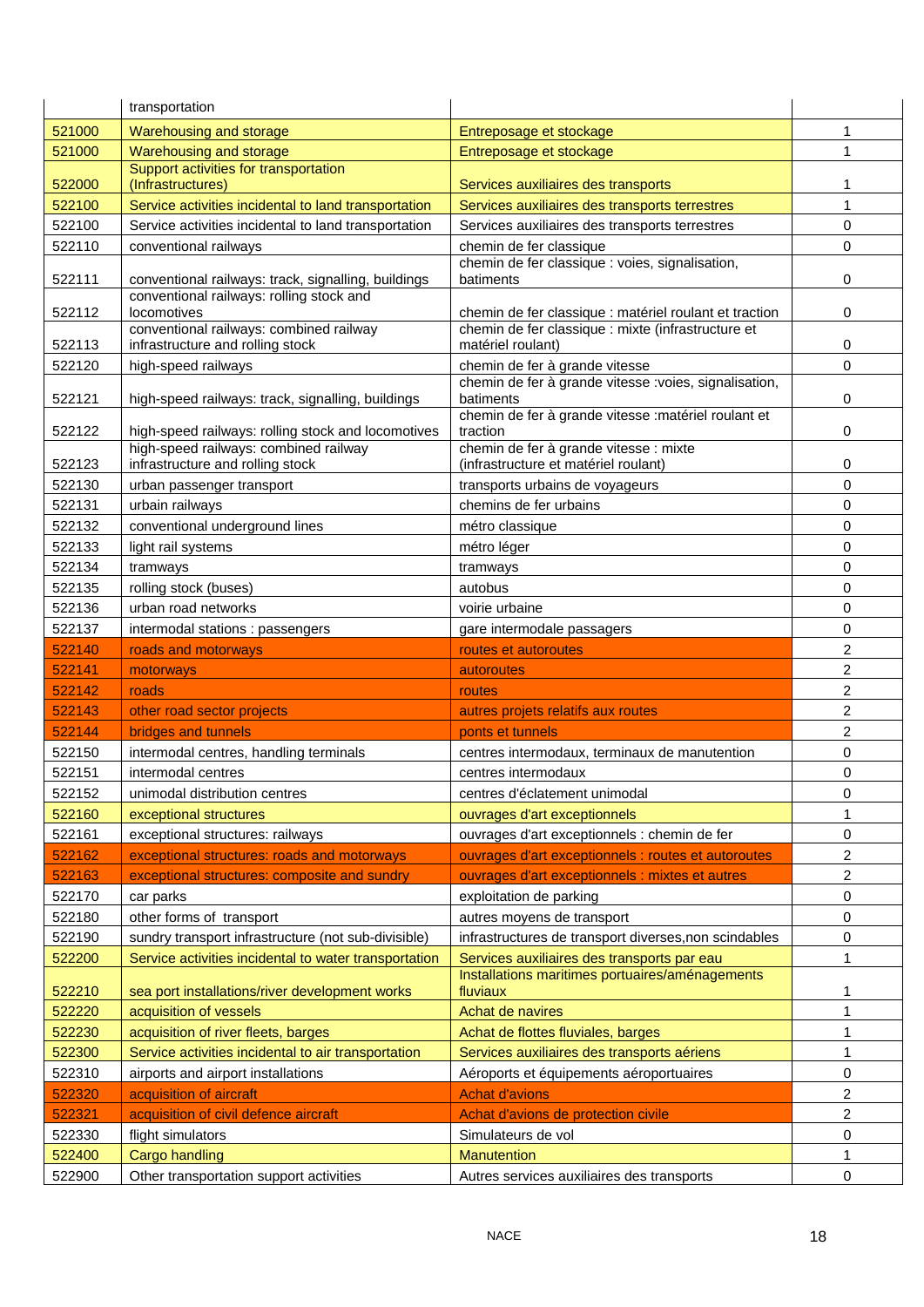| | | | |
|---|---|---|---|
| | transportation | | |
| 521000 | Warehousing and storage | Entreposage et stockage | 1 |
| 521000 | Warehousing and storage | Entreposage et stockage | 1 |
| 522000 | Support activities for transportation (Infrastructures) | Services auxiliaires des transports | 1 |
| 522100 | Service activities incidental to land transportation | Services auxiliaires des transports terrestres | 1 |
| 522100 | Service activities incidental to land transportation | Services auxiliaires des transports terrestres | 0 |
| 522110 | conventional railways | chemin de fer classique | 0 |
| 522111 | conventional railways: track, signalling, buildings | chemin de fer classique : voies, signalisation, batiments | 0 |
| 522112 | conventional railways: rolling stock and locomotives | chemin de fer classique : matériel roulant et traction | 0 |
| 522113 | conventional railways: combined railway infrastructure and rolling stock | chemin de fer classique : mixte (infrastructure et matériel roulant) | 0 |
| 522120 | high-speed railways | chemin de fer à grande vitesse | 0 |
| 522121 | high-speed railways: track, signalling, buildings | chemin de fer à grande vitesse :voies, signalisation, batiments | 0 |
| 522122 | high-speed railways: rolling stock and locomotives | chemin de fer à grande vitesse :matériel roulant et traction | 0 |
| 522123 | high-speed railways: combined railway infrastructure and rolling stock | chemin de fer à grande vitesse : mixte (infrastructure et matériel roulant) | 0 |
| 522130 | urban passenger transport | transports urbains de voyageurs | 0 |
| 522131 | urbain railways | chemins de fer urbains | 0 |
| 522132 | conventional underground lines | métro classique | 0 |
| 522133 | light rail systems | métro léger | 0 |
| 522134 | tramways | tramways | 0 |
| 522135 | rolling stock (buses) | autobus | 0 |
| 522136 | urban road networks | voirie urbaine | 0 |
| 522137 | intermodal stations : passengers | gare intermodale passagers | 0 |
| 522140 | roads and motorways | routes et autoroutes | 2 |
| 522141 | motorways | autoroutes | 2 |
| 522142 | roads | routes | 2 |
| 522143 | other road sector projects | autres projets relatifs aux routes | 2 |
| 522144 | bridges and tunnels | ponts et tunnels | 2 |
| 522150 | intermodal centres, handling terminals | centres intermodaux, terminaux de manutention | 0 |
| 522151 | intermodal centres | centres intermodaux | 0 |
| 522152 | unimodal distribution centres | centres d'éclatement unimodal | 0 |
| 522160 | exceptional structures | ouvrages d'art exceptionnels | 1 |
| 522161 | exceptional structures: railways | ouvrages d'art exceptionnels : chemin de fer | 0 |
| 522162 | exceptional structures: roads and motorways | ouvrages d'art exceptionnels : routes et autoroutes | 2 |
| 522163 | exceptional structures: composite and sundry | ouvrages d'art exceptionnels : mixtes et autres | 2 |
| 522170 | car parks | exploitation de parking | 0 |
| 522180 | other forms of transport | autres moyens de transport | 0 |
| 522190 | sundry transport infrastructure (not sub-divisible) | infrastructures de transport diverses,non scindables | 0 |
| 522200 | Service activities incidental to water transportation | Services auxiliaires des transports par eau | 1 |
| 522210 | sea port installations/river development works | Installations maritimes portuaires/aménagements fluviaux | 1 |
| 522220 | acquisition of vessels | Achat de navires | 1 |
| 522230 | acquisition of river fleets, barges | Achat de flottes fluviales, barges | 1 |
| 522300 | Service activities incidental to air transportation | Services auxiliaires des transports aériens | 1 |
| 522310 | airports and airport installations | Aéroports et équipements aéroportuaires | 0 |
| 522320 | acquisition of aircraft | Achat d'avions | 2 |
| 522321 | acquisition of civil defence aircraft | Achat d'avions de protection civile | 2 |
| 522330 | flight simulators | Simulateurs de vol | 0 |
| 522400 | Cargo handling | Manutention | 1 |
| 522900 | Other transportation support activities | Autres services auxiliaires des transports | 0 |

NACE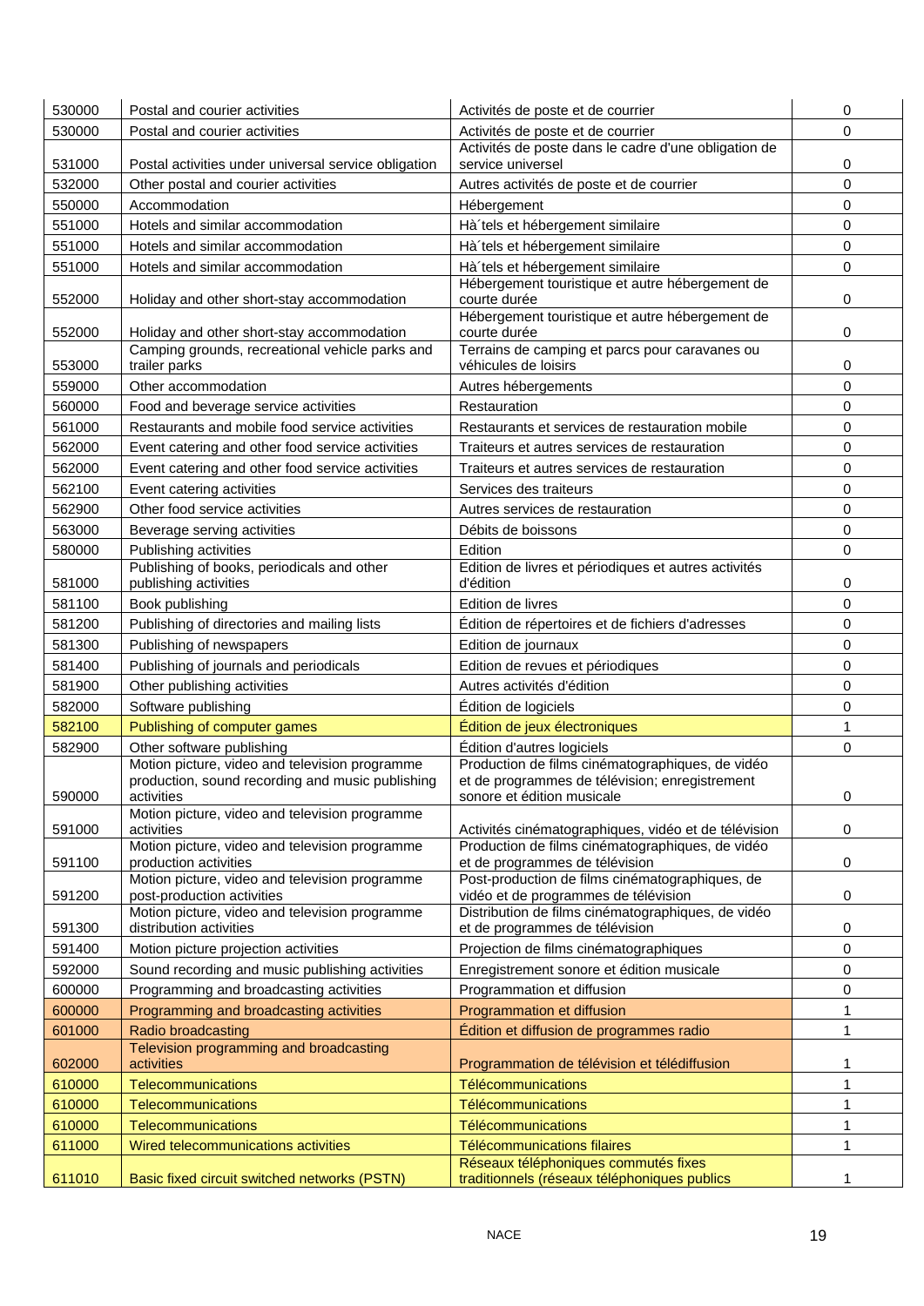| | | | |
|---|---|---|---|
| 530000 | Postal and courier activities | Activités de poste et de courrier | 0 |
| 530000 | Postal and courier activities | Activités de poste et de courrier | 0 |
| 531000 | Postal activities under universal service obligation | Activités de poste dans le cadre d'une obligation de service universel | 0 |
| 532000 | Other postal and courier activities | Autres activités de poste et de courrier | 0 |
| 550000 | Accommodation | Hébergement | 0 |
| 551000 | Hotels and similar accommodation | Hà´tels et hébergement similaire | 0 |
| 551000 | Hotels and similar accommodation | Hà´tels et hébergement similaire | 0 |
| 551000 | Hotels and similar accommodation | Hà´tels et hébergement similaire | 0 |
| 552000 | Holiday and other short-stay accommodation | Hébergement touristique et autre hébergement de courte durée | 0 |
| 552000 | Holiday and other short-stay accommodation | Hébergement touristique et autre hébergement de courte durée | 0 |
| 553000 | Camping grounds, recreational vehicle parks and trailer parks | Terrains de camping et parcs pour caravanes ou véhicules de loisirs | 0 |
| 559000 | Other accommodation | Autres hébergements | 0 |
| 560000 | Food and beverage service activities | Restauration | 0 |
| 561000 | Restaurants and mobile food service activities | Restaurants et services de restauration mobile | 0 |
| 562000 | Event catering and other food service activities | Traiteurs et autres services de restauration | 0 |
| 562000 | Event catering and other food service activities | Traiteurs et autres services de restauration | 0 |
| 562100 | Event catering activities | Services des traiteurs | 0 |
| 562900 | Other food service activities | Autres services de restauration | 0 |
| 563000 | Beverage serving activities | Débits de boissons | 0 |
| 580000 | Publishing activities | Edition | 0 |
| 581000 | Publishing of books, periodicals and other publishing activities | Edition de livres et périodiques et autres activités d'édition | 0 |
| 581100 | Book publishing | Edition de livres | 0 |
| 581200 | Publishing of directories and mailing lists | Édition de répertoires et de fichiers d'adresses | 0 |
| 581300 | Publishing of newspapers | Edition de journaux | 0 |
| 581400 | Publishing of journals and periodicals | Edition de revues et périodiques | 0 |
| 581900 | Other publishing activities | Autres activités d'édition | 0 |
| 582000 | Software publishing | Édition de logiciels | 0 |
| 582100 | Publishing of computer games | Édition de jeux électroniques | 1 |
| 582900 | Other software publishing | Édition d'autres logiciels | 0 |
| 590000 | Motion picture, video and television programme production, sound recording and music publishing activities | Production de films cinématographiques, de vidéo et de programmes de télévision; enregistrement sonore et édition musicale | 0 |
| 591000 | Motion picture, video and television programme activities | Activités cinématographiques, vidéo et de télévision | 0 |
| 591100 | Motion picture, video and television programme production activities | Production de films cinématographiques, de vidéo et de programmes de télévision | 0 |
| 591200 | Motion picture, video and television programme post-production activities | Post-production de films cinématographiques, de vidéo et de programmes de télévision | 0 |
| 591300 | Motion picture, video and television programme distribution activities | Distribution de films cinématographiques, de vidéo et de programmes de télévision | 0 |
| 591400 | Motion picture projection activities | Projection de films cinématographiques | 0 |
| 592000 | Sound recording and music publishing activities | Enregistrement sonore et édition musicale | 0 |
| 600000 | Programming and broadcasting activities | Programmation et diffusion | 0 |
| 600000 | Programming and broadcasting activities | Programmation et diffusion | 1 |
| 601000 | Radio broadcasting | Édition et diffusion de programmes radio | 1 |
| 602000 | Television programming and broadcasting activities | Programmation de télévision et télédiffusion | 1 |
| 610000 | Telecommunications | Télécommunications | 1 |
| 610000 | Telecommunications | Télécommunications | 1 |
| 610000 | Telecommunications | Télécommunications | 1 |
| 611000 | Wired telecommunications activities | Télécommunications filaires | 1 |
| 611010 | Basic fixed circuit switched networks (PSTN) | Réseaux téléphoniques commutés fixes traditionnels (réseaux téléphoniques publics | 1 |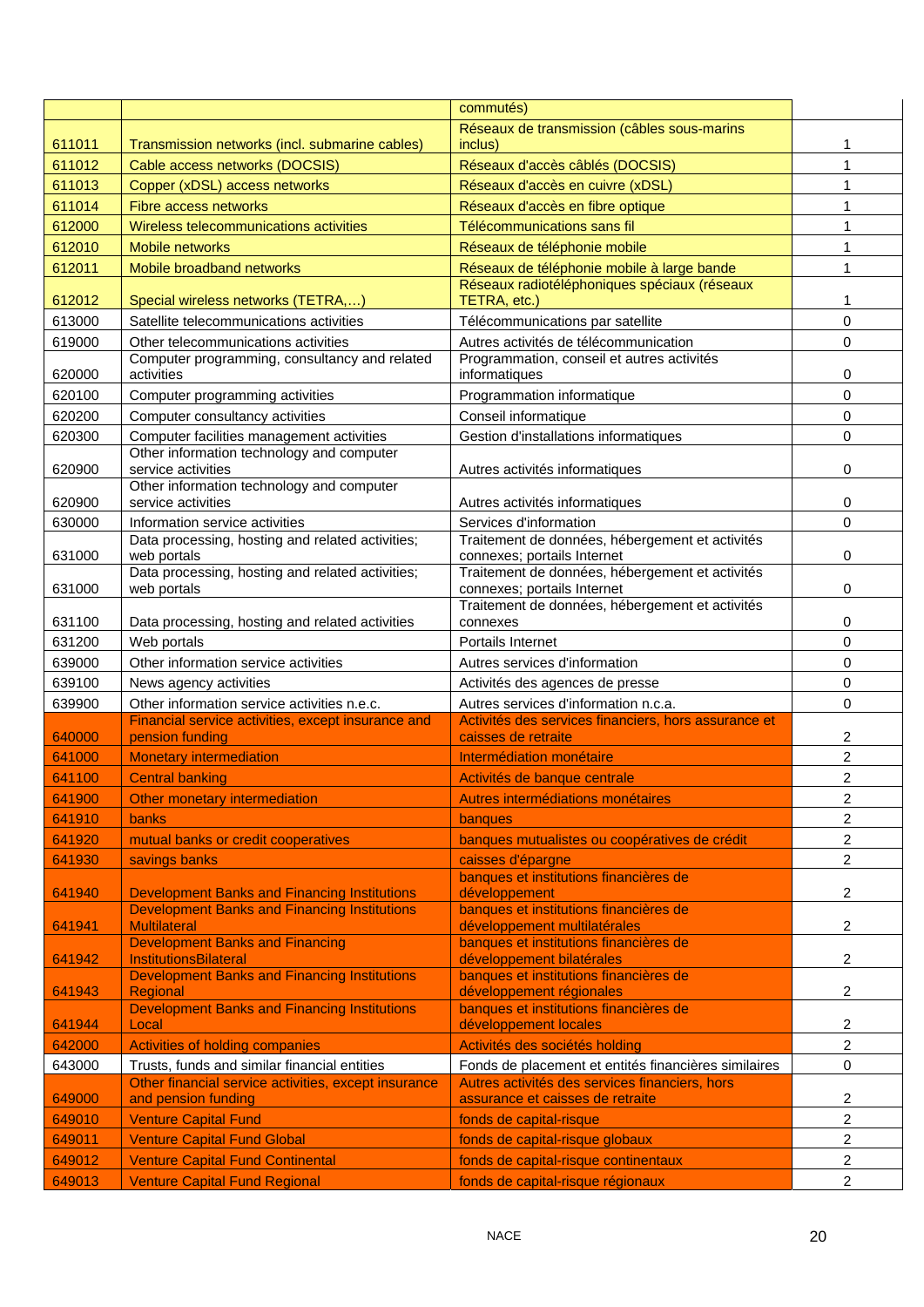| | | | |
|---|---|---|---|
| | | commutés) | |
| 611011 | Transmission networks (incl. submarine cables) | Réseaux de transmission (câbles sous-marins inclus) | 1 |
| 611012 | Cable access networks (DOCSIS) | Réseaux d'accès câblés (DOCSIS) | 1 |
| 611013 | Copper (xDSL) access networks | Réseaux d'accès en cuivre (xDSL) | 1 |
| 611014 | Fibre access networks | Réseaux d'accès en fibre optique | 1 |
| 612000 | Wireless telecommunications activities | Télécommunications sans fil | 1 |
| 612010 | Mobile networks | Réseau de téléphonie mobile | 1 |
| 612011 | Mobile broadband networks | Réseaux de téléphonie mobile à large bande | 1 |
| 612012 | Special wireless networks (TETRA,…) | Réseaux radiotéléphoniques spéciaux (réseaux TETRA, etc.) | 1 |
| 613000 | Satellite telecommunications activities | Télécommunications par satellite | 0 |
| 619000 | Other telecommunications activities | Autres activités de télécommunication | 0 |
| 620000 | Computer programming, consultancy and related activities | Programmation, conseil et autres activités informatiques | 0 |
| 620100 | Computer programming activities | Programmation informatique | 0 |
| 620200 | Computer consultancy activities | Conseil informatique | 0 |
| 620300 | Computer facilities management activities | Gestion d'installations informatiques | 0 |
| 620900 | Other information technology and computer service activities | Autres activités informatiques | 0 |
| 620900 | Other information technology and computer service activities | Autres activités informatiques | 0 |
| 630000 | Information service activities | Services d'information | 0 |
| 631000 | Data processing, hosting and related activities; web portals | Traitement de données, hébergement et activités connexes; portails Internet | 0 |
| 631000 | Data processing, hosting and related activities; web portals | Traitement de données, hébergement et activités connexes; portails Internet | 0 |
| 631100 | Data processing, hosting and related activities | Traitement de données, hébergement et activités connexes | 0 |
| 631200 | Web portals | Portails Internet | 0 |
| 639000 | Other information service activities | Autres services d'information | 0 |
| 639100 | News agency activities | Activités des agences de presse | 0 |
| 639900 | Other information service activities n.e.c. | Autres services d'information n.c.a. | 0 |
| 640000 | Financial service activities, except insurance and pension funding | Activités des services financiers, hors assurance et caisses de retraite | 2 |
| 641000 | Monetary intermediation | Intermédiation monétaire | 2 |
| 641100 | Central banking | Activités de banque centrale | 2 |
| 641900 | Other monetary intermediation | Autres intermédiations monétaires | 2 |
| 641910 | banks | banques | 2 |
| 641920 | mutual banks or credit cooperatives | banques mutualistes ou coopératives de crédit | 2 |
| 641930 | savings banks | caisses d'épargne | 2 |
| 641940 | Development Banks and Financing Institutions | banques et institutions financières de développement | 2 |
| 641941 | Development Banks and Financing Institutions Multilateral | banques et institutions financières de développement multilatérales | 2 |
| 641942 | Development Banks and Financing InstitutionsBilateral | banques et institutions financières de développement bilatérales | 2 |
| 641943 | Development Banks and Financing Institutions Regional | banques et institutions financières de développement régionales | 2 |
| 641944 | Development Banks and Financing Institutions Local | banques et institutions financières de développement locales | 2 |
| 642000 | Activities of holding companies | Activités des sociétés holding | 2 |
| 643000 | Trusts, funds and similar financial entities | Fonds de placement et entités financières similaires | 0 |
| 649000 | Other financial service activities, except insurance and pension funding | Autres activités des services financiers, hors assurance et caisses de retraite | 2 |
| 649010 | Venture Capital Fund | fonds de capital-risque | 2 |
| 649011 | Venture Capital Fund Global | fonds de capital-risque globaux | 2 |
| 649012 | Venture Capital Fund Continental | fonds de capital-risque continentaux | 2 |
| 649013 | Venture Capital Fund Regional | fonds de capital-risque régionaux | 2 |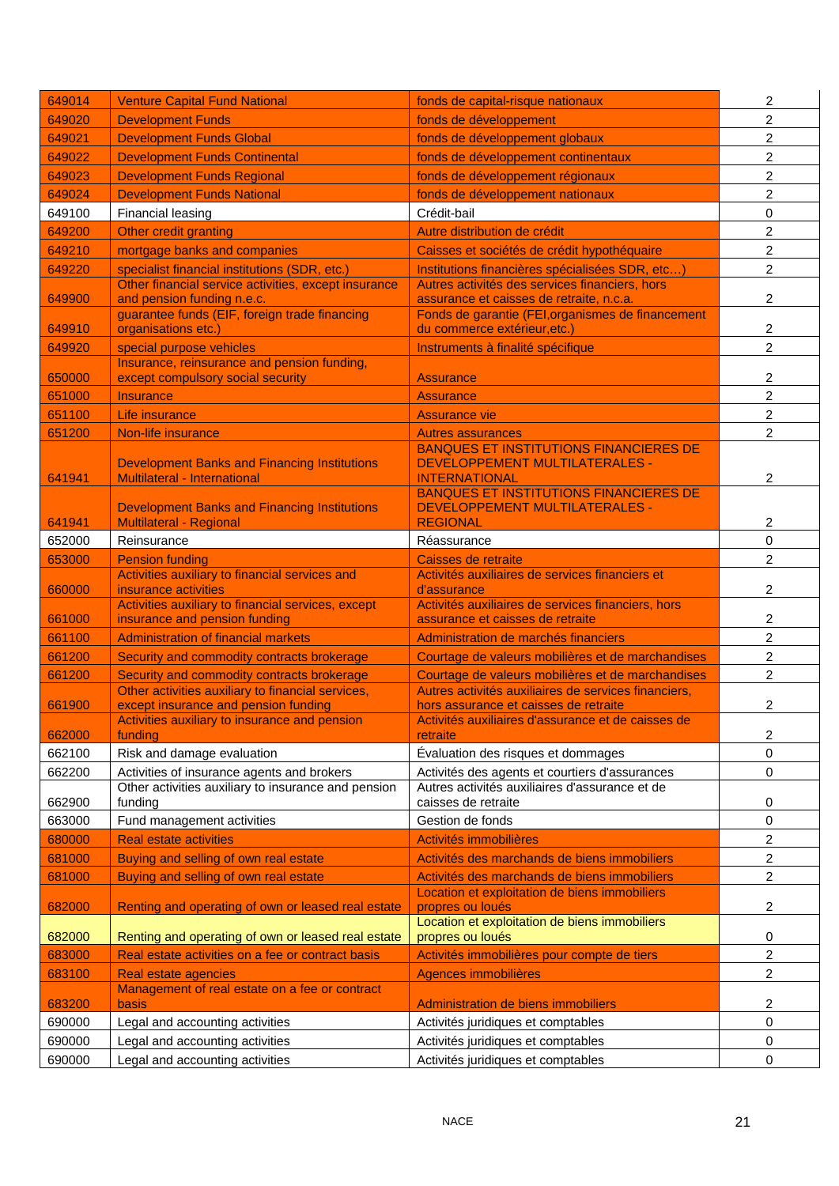| 649014 | Venture Capital Fund National | fonds de capital-risque nationaux | 2 |
|---|---|---|---|
| 649020 | Development Funds | fonds de développement | 2 |
| 649021 | Development Funds Global | fonds de développement globaux | 2 |
| 649022 | Development Funds Continental | fonds de développement continentaux | 2 |
| 649023 | Development Funds Regional | fonds de développement régionaux | 2 |
| 649024 | Development Funds National | fonds de développement nationaux | 2 |
| 649100 | Financial leasing | Crédit-bail | 0 |
| 649200 | Other credit granting | Autre distribution de crédit | 2 |
| 649210 | mortgage banks and companies | Caisses et sociétés de crédit hypothéquaire | 2 |
| 649220 | specialist financial institutions (SDR, etc.) | Institutions financières spécialisées SDR, etc…) | 2 |
| 649900 | Other financial service activities, except insurance and pension funding n.e.c. | Autres activités des services financiers, hors assurance et caisses de retraite, n.c.a. | 2 |
| 649910 | guarantee funds (EIF, foreign trade financing organisations etc.) | Fonds de garantie (FEI,organismes de financement du commerce extérieur,etc.) | 2 |
| 649920 | special purpose vehicles | Instruments à finalité spécifique | 2 |
| 650000 | Insurance, reinsurance and pension funding, except compulsory social security | Assurance | 2 |
| 651000 | Insurance | Assurance | 2 |
| 651100 | Life insurance | Assurance vie | 2 |
| 651200 | Non-life insurance | Autres assurances | 2 |
| 641941 | Development Banks and Financing Institutions Multilateral - International | BANQUES ET INSTITUTIONS FINANCIERES DE DEVELOPPEMENT MULTILATERALES - INTERNATIONAL | 2 |
| 641941 | Development Banks and Financing Institutions Multilateral - Regional | BANQUES ET INSTITUTIONS FINANCIERES DE DEVELOPPEMENT MULTILATERALES - REGIONAL | 2 |
| 652000 | Reinsurance | Réassurance | 0 |
| 653000 | Pension funding | Caisses de retraite | 2 |
| 660000 | Activities auxiliary to financial services and insurance activities | Activités auxiliaires de services financiers et d'assurance | 2 |
| 661000 | Activities auxiliary to financial services, except insurance and pension funding | Activités auxiliaires de services financiers, hors assurance et caisses de retraite | 2 |
| 661100 | Administration of financial markets | Administration de marchés financiers | 2 |
| 661200 | Security and commodity contracts brokerage | Courtage de valeurs mobilières et de marchandises | 2 |
| 661200 | Security and commodity contracts brokerage | Courtage de valeurs mobilières et de marchandises | 2 |
| 661900 | Other activities auxiliary to financial services, except insurance and pension funding | Autres activités auxiliaires de services financiers, hors assurance et caisses de retraite | 2 |
| 662000 | Activities auxiliary to insurance and pension funding | Activités auxiliaires d'assurance et de caisses de retraite | 2 |
| 662100 | Risk and damage evaluation | Évaluation des risques et dommages | 0 |
| 662200 | Activities of insurance agents and brokers | Activités des agents et courtiers d'assurances | 0 |
| 662900 | Other activities auxiliary to insurance and pension funding | Autres activités auxiliaires d'assurance et de caisses de retraite | 0 |
| 663000 | Fund management activities | Gestion de fonds | 0 |
| 680000 | Real estate activities | Activités immobilières | 2 |
| 681000 | Buying and selling of own real estate | Activités des marchands de biens immobiliers | 2 |
| 681000 | Buying and selling of own real estate | Activités des marchands de biens immobiliers | 2 |
| 682000 | Renting and operating of own or leased real estate | Location et exploitation de biens immobiliers propres ou loués | 2 |
| 682000 | Renting and operating of own or leased real estate | Location et exploitation de biens immobiliers propres ou loués | 0 |
| 683000 | Real estate activities on a fee or contract basis | Activités immobilières pour compte de tiers | 2 |
| 683100 | Real estate agencies | Agences immobilières | 2 |
| 683200 | Management of real estate on a fee or contract basis | Administration de biens immobiliers | 2 |
| 690000 | Legal and accounting activities | Activités juridiques et comptables | 0 |
| 690000 | Legal and accounting activities | Activités juridiques et comptables | 0 |
| 690000 | Legal and accounting activities | Activités juridiques et comptables | 0 |

NACE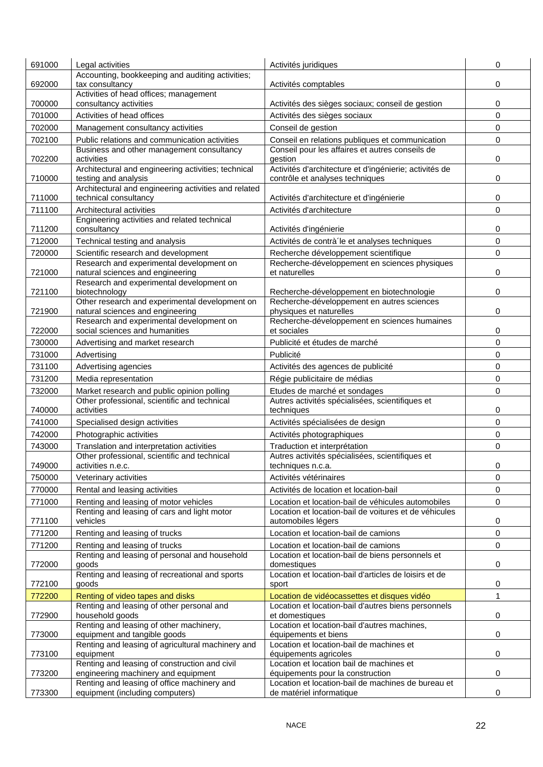| | | | |
|---|---|---|---|
| 691000 | Legal activities | Activités juridiques | 0 |
| 692000 | Accounting, bookkeeping and auditing activities; tax consultancy | Activités comptables | 0 |
| 700000 | Activities of head offices; management consultancy activities | Activités des sièges sociaux; conseil de gestion | 0 |
| 701000 | Activities of head offices | Activités des sièges sociaux | 0 |
| 702000 | Management consultancy activities | Conseil de gestion | 0 |
| 702100 | Public relations and communication activities | Conseil en relations publiques et communication | 0 |
| 702200 | Business and other management consultancy activities | Conseil pour les affaires et autres conseils de gestion | 0 |
| 710000 | Architectural and engineering activities; technical testing and analysis | Activités d'architecture et d'ingénierie; activités de contrôle et analyses techniques | 0 |
| 711000 | Architectural and engineering activities and related technical consultancy | Activités d'architecture et d'ingénierie | 0 |
| 711100 | Architectural activities | Activités d'architecture | 0 |
| 711200 | Engineering activities and related technical consultancy | Activités d'ingénierie | 0 |
| 712000 | Technical testing and analysis | Activités de contrà´le et analyses techniques | 0 |
| 720000 | Scientific research and development | Recherche développement scientifique | 0 |
| 721000 | Research and experimental development on natural sciences and engineering | Recherche-développement en sciences physiques et naturelles | 0 |
| 721100 | Research and experimental development on biotechnology | Recherche-développement en biotechnologie | 0 |
| 721900 | Other research and experimental development on natural sciences and engineering | Recherche-développement en autres sciences physiques et naturelles | 0 |
| 722000 | Research and experimental development on social sciences and humanities | Recherche-développement en sciences humaines et sociales | 0 |
| 730000 | Advertising and market research | Publicité et études de marché | 0 |
| 731000 | Advertising | Publicité | 0 |
| 731100 | Advertising agencies | Activités des agences de publicité | 0 |
| 731200 | Media representation | Régie publicitaire de médias | 0 |
| 732000 | Market research and public opinion polling | Etudes de marché et sondages | 0 |
| 740000 | Other professional, scientific and technical activities | Autres activités spécialisées, scientifiques et techniques | 0 |
| 741000 | Specialised design activities | Activités spécialisées de design | 0 |
| 742000 | Photographic activities | Activités photographiques | 0 |
| 743000 | Translation and interpretation activities | Traduction et interprétation | 0 |
| 749000 | Other professional, scientific and technical activities n.e.c. | Autres activités spécialisées, scientifiques et techniques n.c.a. | 0 |
| 750000 | Veterinary activities | Activités vétérinaires | 0 |
| 770000 | Rental and leasing activities | Activités de location et location-bail | 0 |
| 771000 | Renting and leasing of motor vehicles | Location et location-bail de véhicules automobiles | 0 |
| 771100 | Renting and leasing of cars and light motor vehicles | Location et location-bail de voitures et de véhicules automobiles légers | 0 |
| 771200 | Renting and leasing of trucks | Location et location-bail de camions | 0 |
| 771200 | Renting and leasing of trucks | Location et location-bail de camions | 0 |
| 772000 | Renting and leasing of personal and household goods | Location et location-bail de biens personnels et domestiques | 0 |
| 772100 | Renting and leasing of recreational and sports goods | Location et location-bail d'articles de loisirs et de sport | 0 |
| 772200 | Renting of video tapes and disks | Location de vidéocassettes et disques vidéo | 1 |
| 772900 | Renting and leasing of other personal and household goods | Location et location-bail d'autres biens personnels et domestiques | 0 |
| 773000 | Renting and leasing of other machinery, equipment and tangible goods | Location et location-bail d'autres machines, équipements et biens | 0 |
| 773100 | Renting and leasing of agricultural machinery and equipment | Location et location-bail de machines et équipements agricoles | 0 |
| 773200 | Renting and leasing of construction and civil engineering machinery and equipment | Location et location bail de machines et équipements pour la construction | 0 |
| 773300 | Renting and leasing of office machinery and equipment (including computers) | Location et location-bail de machines de bureau et de matériel informatique | 0 |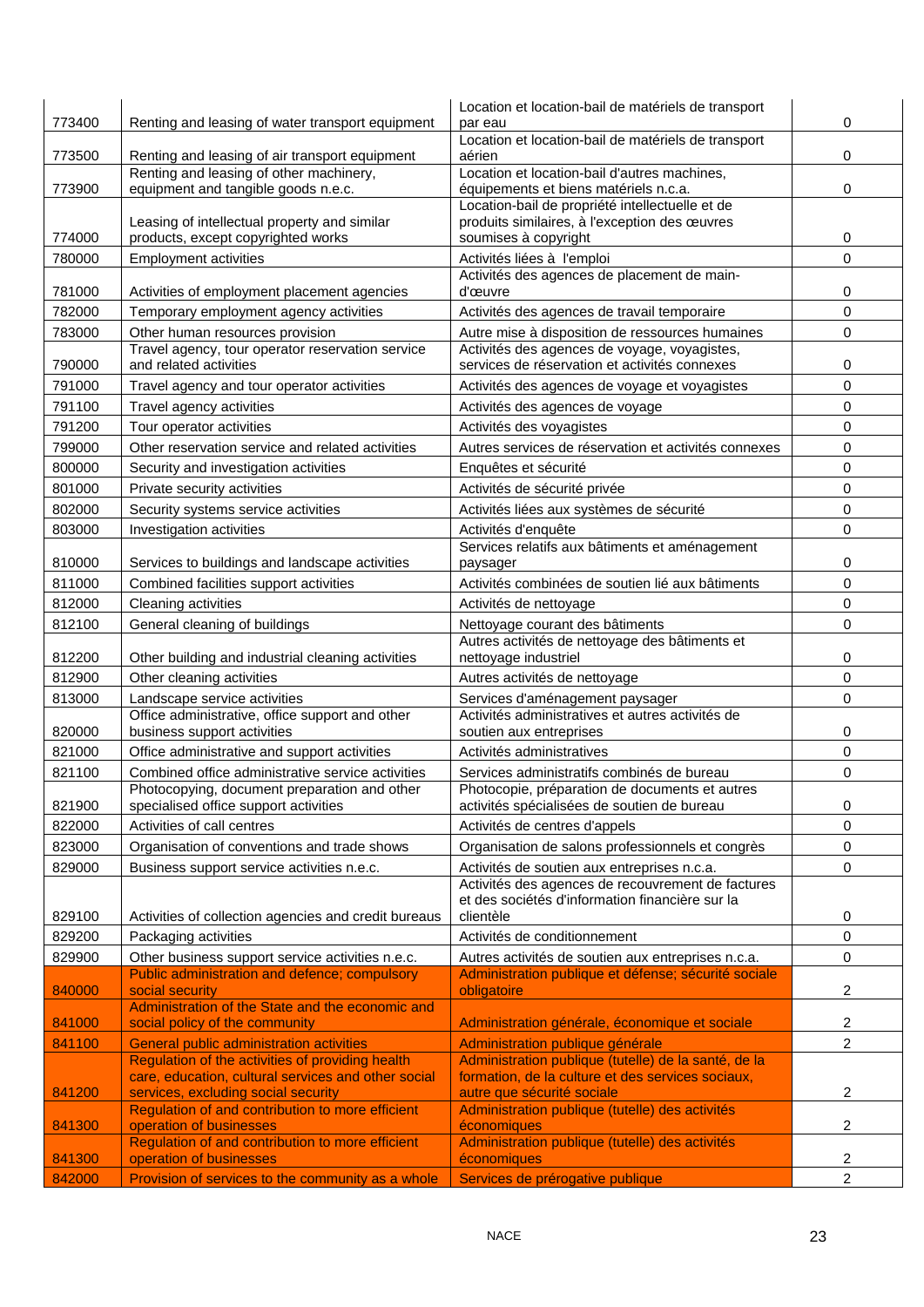| | | | |
|---|---|---|---|
| 773400 | Renting and leasing of water transport equipment | Location et location-bail de matériels de transport par eau | 0 |
| 773500 | Renting and leasing of air transport equipment | Location et location-bail de matériels de transport aérien | 0 |
| 773900 | Renting and leasing of other machinery, equipment and tangible goods n.e.c. | Location et location-bail d'autres machines, équipements et biens matériels n.c.a. | 0 |
| 774000 | Leasing of intellectual property and similar products, except copyrighted works | Location-bail de propriété intellectuelle et de produits similaires, à l'exception des œuvres soumises à copyright | 0 |
| 780000 | Employment activities | Activités liées à l'emploi | 0 |
| 781000 | Activities of employment placement agencies | Activités des agences de placement de main-d'œuvre | 0 |
| 782000 | Temporary employment agency activities | Activités des agences de travail temporaire | 0 |
| 783000 | Other human resources provision | Autre mise à disposition de ressources humaines | 0 |
| 790000 | Travel agency, tour operator reservation service and related activities | Activités des agences de voyage, voyagistes, services de réservation et activités connexes | 0 |
| 791000 | Travel agency and tour operator activities | Activités des agences de voyage et voyagistes | 0 |
| 791100 | Travel agency activities | Activités des agences de voyage | 0 |
| 791200 | Tour operator activities | Activités des voyagistes | 0 |
| 799000 | Other reservation service and related activities | Autres services de réservation et activités connexes | 0 |
| 800000 | Security and investigation activities | Enquêtes et sécurité | 0 |
| 801000 | Private security activities | Activités de sécurité privée | 0 |
| 802000 | Security systems service activities | Activités liées aux systèmes de sécurité | 0 |
| 803000 | Investigation activities | Activités d'enquête | 0 |
| 810000 | Services to buildings and landscape activities | Services relatifs aux bâtiments et aménagement paysager | 0 |
| 811000 | Combined facilities support activities | Activités combinées de soutien lié aux bâtiments | 0 |
| 812000 | Cleaning activities | Activités de nettoyage | 0 |
| 812100 | General cleaning of buildings | Nettoyage courant des bâtiments | 0 |
| 812200 | Other building and industrial cleaning activities | Autres activités de nettoyage des bâtiments et nettoyage industriel | 0 |
| 812900 | Other cleaning activities | Autres activités de nettoyage | 0 |
| 813000 | Landscape service activities | Services d'aménagement paysager | 0 |
| 820000 | Office administrative, office support and other business support activities | Activités administratives et autres activités de soutien aux entreprises | 0 |
| 821000 | Office administrative and support activities | Activités administratives | 0 |
| 821100 | Combined office administrative service activities | Services administratifs combinés de bureau | 0 |
| 821900 | Photocopying, document preparation and other specialised office support activities | Photocopie, préparation de documents et autres activités spécialisées de soutien de bureau | 0 |
| 822000 | Activities of call centres | Activités de centres d'appels | 0 |
| 823000 | Organisation of conventions and trade shows | Organisation de salons professionnels et congrès | 0 |
| 829000 | Business support service activities n.e.c. | Activités de soutien aux entreprises n.c.a. | 0 |
| 829100 | Activities of collection agencies and credit bureaus | Activités des agences de recouvrement de factures et des sociétés d'information financière sur la clientèle | 0 |
| 829200 | Packaging activities | Activités de conditionnement | 0 |
| 829900 | Other business support service activities n.e.c. | Autres activités de soutien aux entreprises n.c.a. | 0 |
| 840000 | Public administration and defence; compulsory social security | Administration publique et défense; sécurité sociale obligatoire | 2 |
| 841000 | Administration of the State and the economic and social policy of the community | Administration générale, économique et sociale | 2 |
| 841100 | General public administration activities | Administration publique générale | 2 |
| 841200 | Regulation of the activities of providing health care, education, cultural services and other social services, excluding social security | Administration publique (tutelle) de la santé, de la formation, de la culture et des services sociaux, autre que sécurité sociale | 2 |
| 841300 | Regulation of and contribution to more efficient operation of businesses | Administration publique (tutelle) des activités économiques | 2 |
| 841300 | Regulation of and contribution to more efficient operation of businesses | Administration publique (tutelle) des activités économiques | 2 |
| 842000 | Provision of services to the community as a whole | Services de prérogative publique | 2 |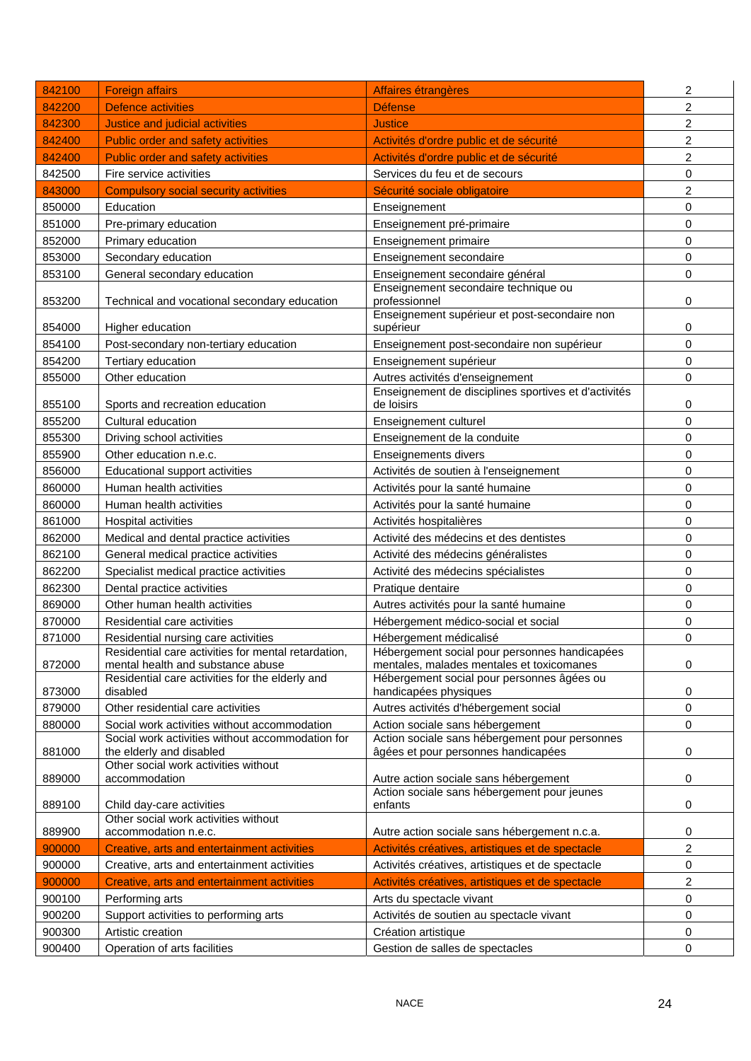| | | | |
|---|---|---|---|
| 842100 | Foreign affairs | Affaires étrangères | 2 |
| 842200 | Defence activities | Défense | 2 |
| 842300 | Justice and judicial activities | Justice | 2 |
| 842400 | Public order and safety activities | Activités d'ordre public et de sécurité | 2 |
| 842400 | Public order and safety activities | Activités d'ordre public et de sécurité | 2 |
| 842500 | Fire service activities | Services du feu et de secours | 0 |
| 843000 | Compulsory social security activities | Sécurité sociale obligatoire | 2 |
| 850000 | Education | Enseignement | 0 |
| 851000 | Pre-primary education | Enseignement pré-primaire | 0 |
| 852000 | Primary education | Enseignement primaire | 0 |
| 853000 | Secondary education | Enseignement secondaire | 0 |
| 853100 | General secondary education | Enseignement secondaire général | 0 |
| 853200 | Technical and vocational secondary education | Enseignement secondaire technique ou professionnel | 0 |
| 854000 | Higher education | Enseignement supérieur et post-secondaire non supérieur | 0 |
| 854100 | Post-secondary non-tertiary education | Enseignement post-secondaire non supérieur | 0 |
| 854200 | Tertiary education | Enseignement supérieur | 0 |
| 855000 | Other education | Autres activités d'enseignement | 0 |
| 855100 | Sports and recreation education | Enseignement de disciplines sportives et d'activités de loisirs | 0 |
| 855200 | Cultural education | Enseignement culturel | 0 |
| 855300 | Driving school activities | Enseignement de la conduite | 0 |
| 855900 | Other education n.e.c. | Enseignements divers | 0 |
| 856000 | Educational support activities | Activités de soutien à l'enseignement | 0 |
| 860000 | Human health activities | Activités pour la santé humaine | 0 |
| 860000 | Human health activities | Activités pour la santé humaine | 0 |
| 861000 | Hospital activities | Activités hospitalières | 0 |
| 862000 | Medical and dental practice activities | Activité des médecins et des dentistes | 0 |
| 862100 | General medical practice activities | Activité des médecins généralistes | 0 |
| 862200 | Specialist medical practice activities | Activité des médecins spécialistes | 0 |
| 862300 | Dental practice activities | Pratique dentaire | 0 |
| 869000 | Other human health activities | Autres activités pour la santé humaine | 0 |
| 870000 | Residential care activities | Hébergement médico-social et social | 0 |
| 871000 | Residential nursing care activities | Hébergement médicalisé | 0 |
| 872000 | Residential care activities for mental retardation, mental health and substance abuse | Hébergement social pour personnes handicapées mentales, malades mentales et toxicomanes | 0 |
| 873000 | Residential care activities for the elderly and disabled | Hébergement social pour personnes âgées ou handicapées physiques | 0 |
| 879000 | Other residential care activities | Autres activités d'hébergement social | 0 |
| 880000 | Social work activities without accommodation | Action sociale sans hébergement | 0 |
| 881000 | Social work activities without accommodation for the elderly and disabled | Action sociale sans hébergement pour personnes âgées et pour personnes handicapées | 0 |
| 889000 | Other social work activities without accommodation | Autre action sociale sans hébergement | 0 |
| 889100 | Child day-care activities | Action sociale sans hébergement pour jeunes enfants | 0 |
| 889900 | Other social work activities without accommodation n.e.c. | Autre action sociale sans hébergement n.c.a. | 0 |
| 900000 | Creative, arts and entertainment activities | Activités créatives, artistiques et de spectacle | 2 |
| 900000 | Creative, arts and entertainment activities | Activités créatives, artistiques et de spectacle | 0 |
| 900000 | Creative, arts and entertainment activities | Activités créatives, artistiques et de spectacle | 2 |
| 900100 | Performing arts | Arts du spectacle vivant | 0 |
| 900200 | Support activities to performing arts | Activités de soutien au spectacle vivant | 0 |
| 900300 | Artistic creation | Création artistique | 0 |
| 900400 | Operation of arts facilities | Gestion de salles de spectacles | 0 |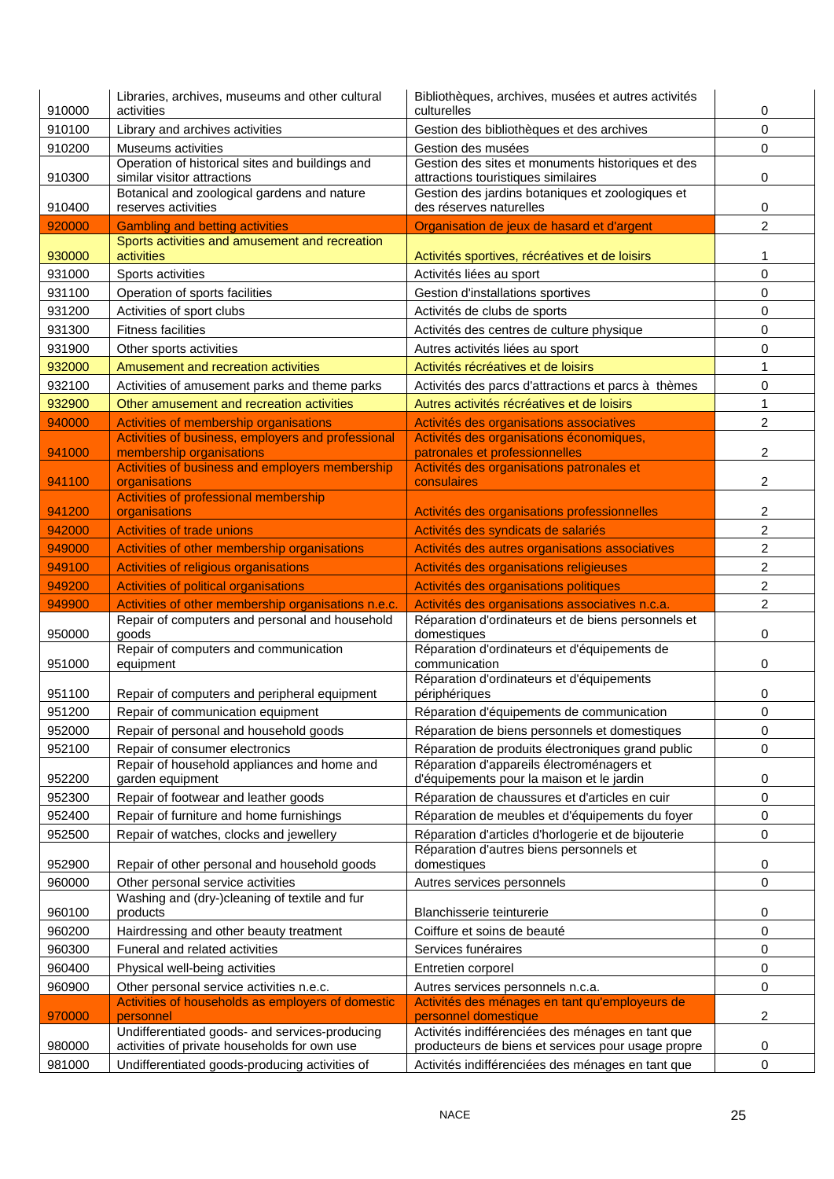| | | | |
|---|---|---|---|
| 910000 | Libraries, archives, museums and other cultural activities | Bibliothèques, archives, musées et autres activités culturelles | 0 |
| 910100 | Library and archives activities | Gestion des bibliothèques et des archives | 0 |
| 910200 | Museums activities | Gestion des musées | 0 |
| 910300 | Operation of historical sites and buildings and similar visitor attractions | Gestion des sites et monuments historiques et des attractions touristiques similaires | 0 |
| 910400 | Botanical and zoological gardens and nature reserves activities | Gestion des jardins botaniques et zoologiques et des réserves naturelles | 0 |
| 920000 | Gambling and betting activities | Organisation de jeux de hasard et d'argent | 2 |
| 930000 | Sports activities and amusement and recreation activities | Activités sportives, récréatives et de loisirs | 1 |
| 931000 | Sports activities | Activités liées au sport | 0 |
| 931100 | Operation of sports facilities | Gestion d'installations sportives | 0 |
| 931200 | Activities of sport clubs | Activités de clubs de sports | 0 |
| 931300 | Fitness facilities | Activités des centres de culture physique | 0 |
| 931900 | Other sports activities | Autres activités liées au sport | 0 |
| 932000 | Amusement and recreation activities | Activités récréatives et de loisirs | 1 |
| 932100 | Activities of amusement parks and theme parks | Activités des parcs d'attractions et parcs à thèmes | 0 |
| 932900 | Other amusement and recreation activities | Autres activités récréatives et de loisirs | 1 |
| 940000 | Activities of membership organisations | Activités des organisations associatives | 2 |
| 941000 | Activities of business, employers and professional membership organisations | Activités des organisations économiques, patronales et professionnelles | 2 |
| 941100 | Activities of business and employers membership organisations | Activités des organisations patronales et consulaires | 2 |
| 941200 | Activities of professional membership organisations | Activités des organisations professionnelles | 2 |
| 942000 | Activities of trade unions | Activités des syndicats de salariés | 2 |
| 949000 | Activities of other membership organisations | Activités des autres organisations associatives | 2 |
| 949100 | Activities of religious organisations | Activités des organisations religieuses | 2 |
| 949200 | Activities of political organisations | Activités des organisations politiques | 2 |
| 949900 | Activities of other membership organisations n.e.c. | Activités des organisations associatives n.c.a. | 2 |
| 950000 | Repair of computers and personal and household goods | Réparation d'ordinateurs et de biens personnels et domestiques | 0 |
| 951000 | Repair of computers and communication equipment | Réparation d'ordinateurs et d'équipements de communication | 0 |
| 951100 | Repair of computers and peripheral equipment | Réparation d'ordinateurs et d'équipements périphériques | 0 |
| 951200 | Repair of communication equipment | Réparation d'équipements de communication | 0 |
| 952000 | Repair of personal and household goods | Réparation de biens personnels et domestiques | 0 |
| 952100 | Repair of consumer electronics | Réparation de produits électroniques grand public | 0 |
| 952200 | Repair of household appliances and home and garden equipment | Réparation d'appareils électroménagers et d'équipements pour la maison et le jardin | 0 |
| 952300 | Repair of footwear and leather goods | Réparation de chaussures et d'articles en cuir | 0 |
| 952400 | Repair of furniture and home furnishings | Réparation de meubles et d'équipements du foyer | 0 |
| 952500 | Repair of watches, clocks and jewellery | Réparation d'articles d'horlogerie et de bijouterie | 0 |
| 952900 | Repair of other personal and household goods | Réparation d'autres biens personnels et domestiques | 0 |
| 960000 | Other personal service activities | Autres services personnels | 0 |
| 960100 | Washing and (dry-)cleaning of textile and fur products | Blanchisserie teinturerie | 0 |
| 960200 | Hairdressing and other beauty treatment | Coiffure et soins de beauté | 0 |
| 960300 | Funeral and related activities | Services funéraires | 0 |
| 960400 | Physical well-being activities | Entretien corporel | 0 |
| 960900 | Other personal service activities n.e.c. | Autres services personnels n.c.a. | 0 |
| 970000 | Activities of households as employers of domestic personnel | Activités des ménages en tant qu'employeurs de personnel domestique | 2 |
| 980000 | Undifferentiated goods- and services-producing activities of private households for own use | Activités indifférenciées des ménages en tant que producteurs de biens et services pour usage propre | 0 |
| 981000 | Undifferentiated goods-producing activities of | Activités indifférenciées des ménages en tant que | 0 |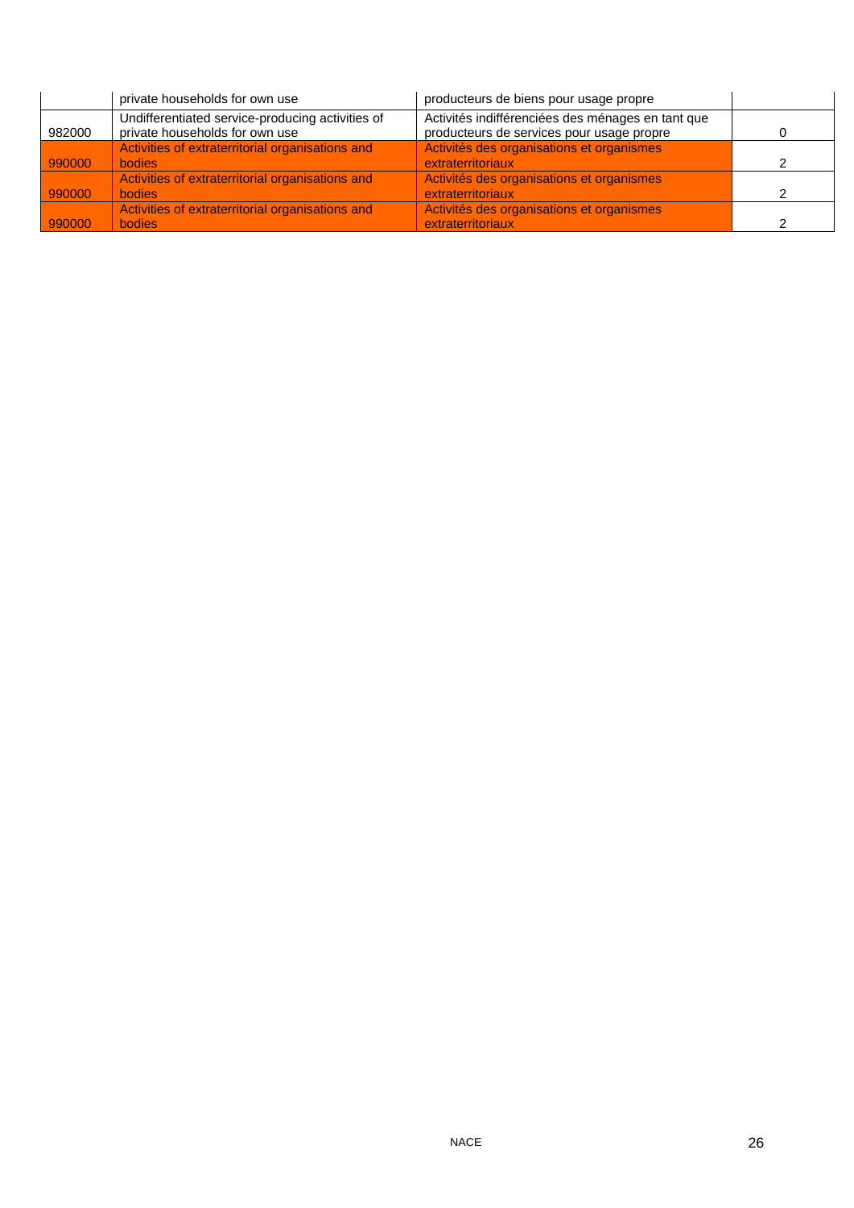| | | | |
|---|---|---|---|
| | private households for own use | producteurs de biens pour usage propre | |
| 982000 | Undifferentiated service-producing activities of private households for own use | Activités indifférenciées des ménages en tant que producteurs de services pour usage propre | 0 |
| 990000 | Activities of extraterritorial organisations and bodies | Activités des organisations et organismes extraterritoriaux | 2 |
| 990000 | Activities of extraterritorial organisations and bodies | Activités des organisations et organismes extraterritoriaux | 2 |
| 990000 | Activities of extraterritorial organisations and bodies | Activités des organisations et organismes extraterritoriaux | 2 |